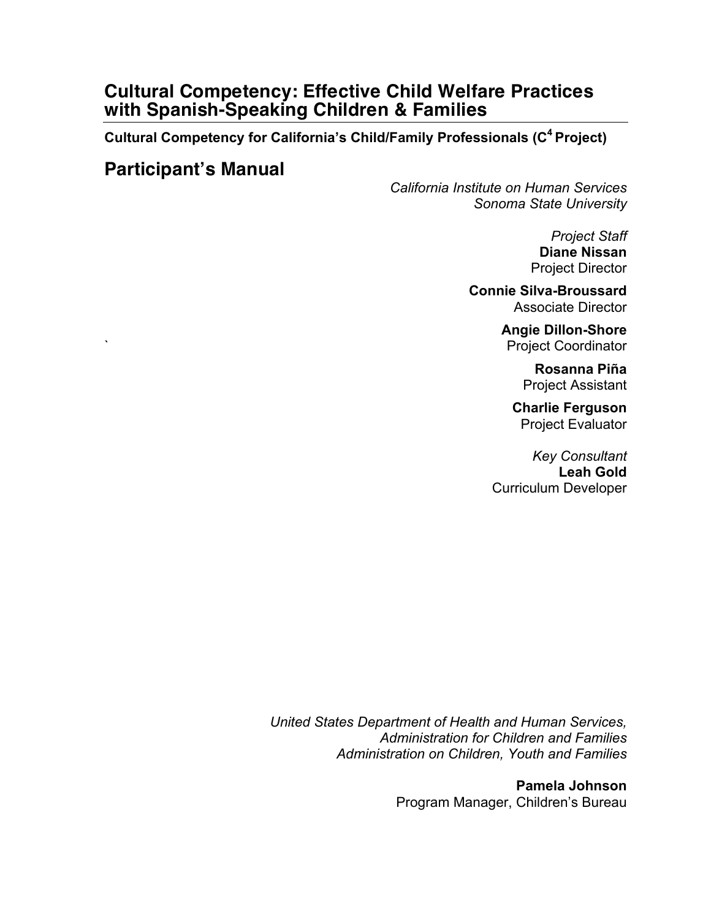# Cultural Competency: Effective Child Welfare Practices with Spanish-Speaking Children & Families

**Cultural Competency for California's Child/Family Professionals (C[4] Project)**

## Participant's Manual

*California Institute on Human Services*
*Sonoma State University*

*Project Staff*
**Diane Nissan**
Project Director

**Connie Silva-Broussard**
Associate Director

**Angie Dillon-Shore**
Project Coordinator

**Rosanna Piña**
Project Assistant

**Charlie Ferguson**
Project Evaluator

*Key Consultant*
**Leah Gold**
Curriculum Developer

*United States Department of Health and Human Services,*
*Administration for Children and Families*
*Administration on Children, Youth and Families*

**Pamela Johnson**
Program Manager, Children's Bureau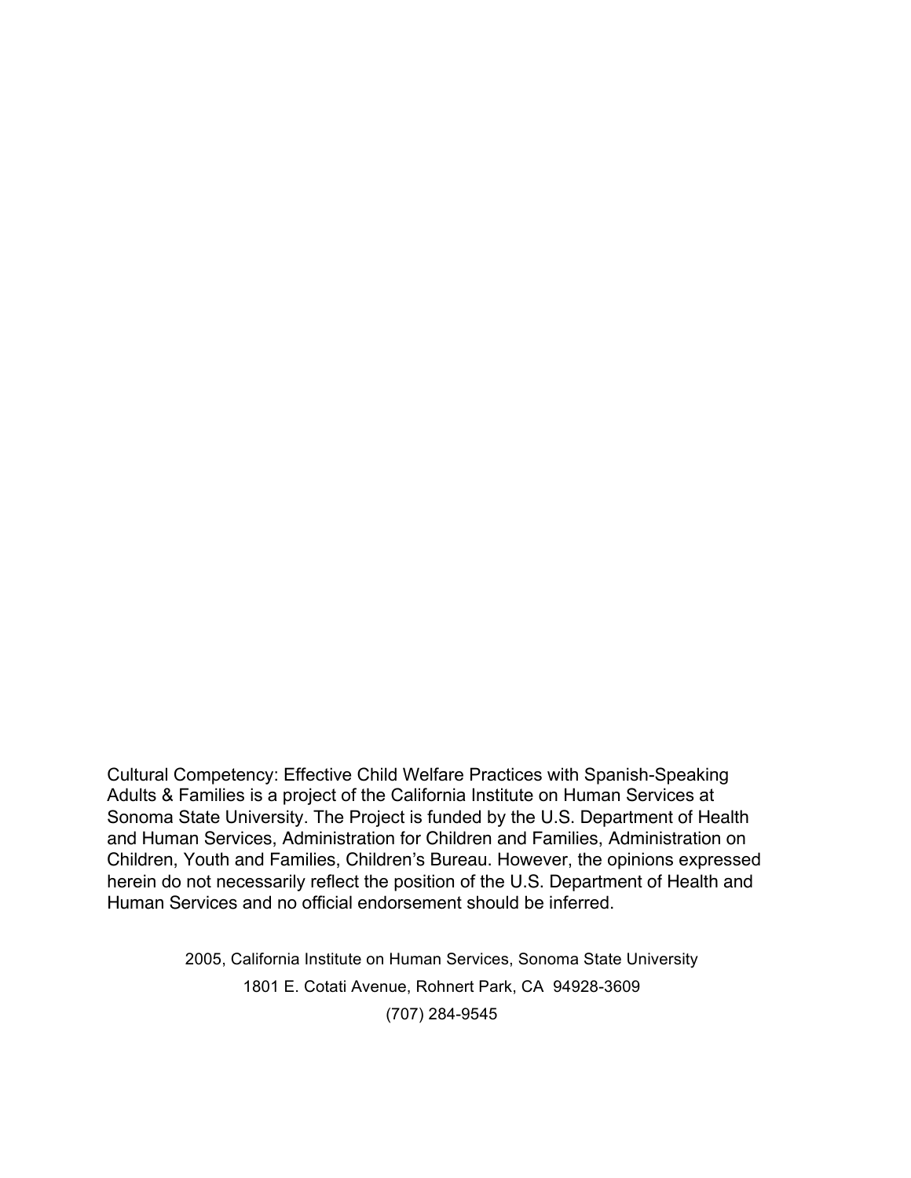Cultural Competency: Effective Child Welfare Practices with Spanish-Speaking Adults & Families is a project of the California Institute on Human Services at Sonoma State University. The Project is funded by the U.S. Department of Health and Human Services, Administration for Children and Families, Administration on Children, Youth and Families, Children's Bureau. However, the opinions expressed herein do not necessarily reflect the position of the U.S. Department of Health and Human Services and no official endorsement should be inferred.

2005, California Institute on Human Services, Sonoma State University

1801 E. Cotati Avenue, Rohnert Park, CA 94928-3609

(707) 284-9545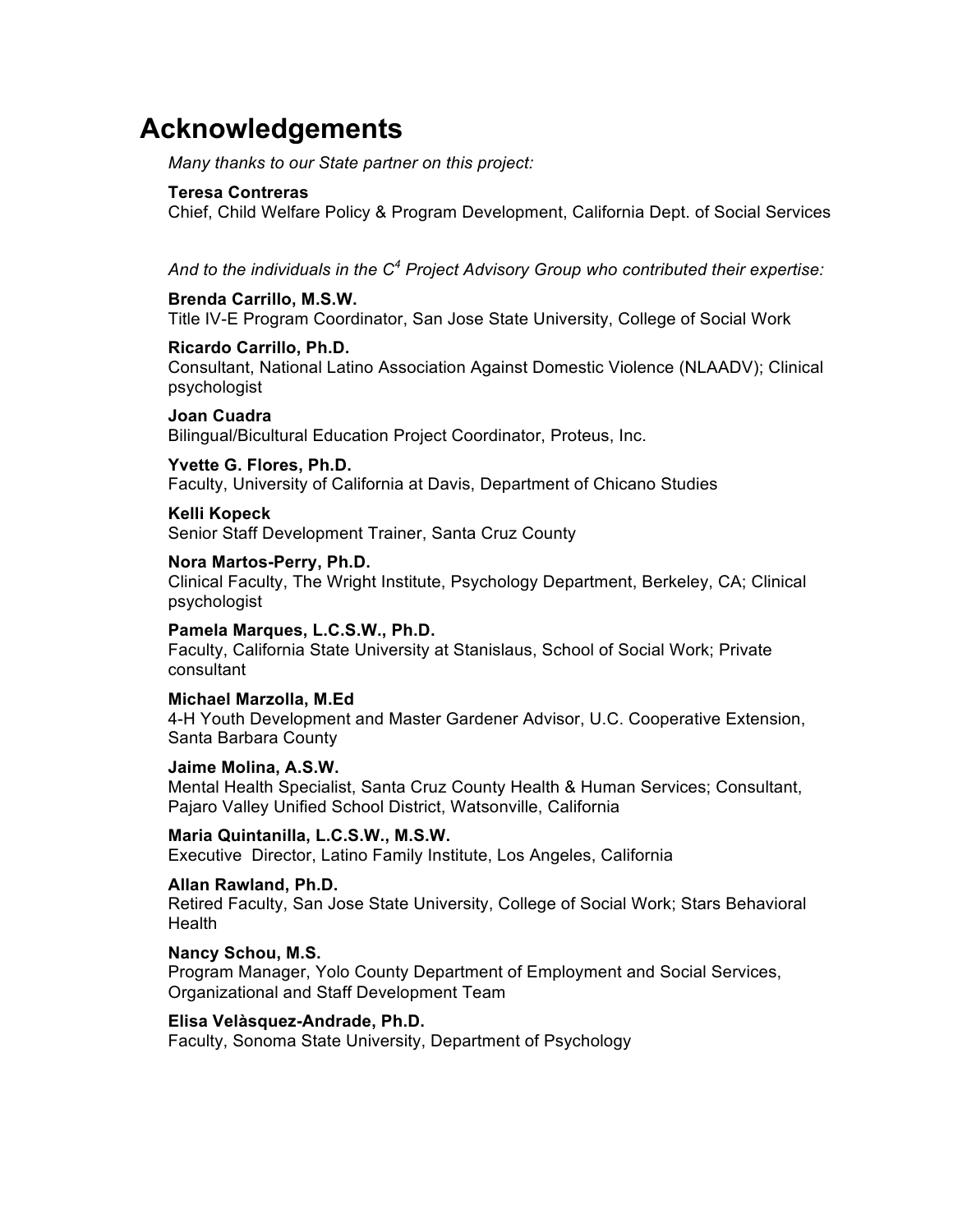# Acknowledgements

*Many thanks to our State partner on this project:*

**Teresa Contreras**
Chief, Child Welfare Policy & Program Development, California Dept. of Social Services

*And to the individuals in the $C^4$ Project Advisory Group who contributed their expertise:*

**Brenda Carrillo, M.S.W.**
Title IV-E Program Coordinator, San Jose State University, College of Social Work

**Ricardo Carrillo, Ph.D.**
Consultant, National Latino Association Against Domestic Violence (NLAADV); Clinical psychologist

**Joan Cuadra**
Bilingual/Bicultural Education Project Coordinator, Proteus, Inc.

**Yvette G. Flores, Ph.D.**
Faculty, University of California at Davis, Department of Chicano Studies

**Kelli Kopeck**
Senior Staff Development Trainer, Santa Cruz County

**Nora Martos-Perry, Ph.D.**
Clinical Faculty, The Wright Institute, Psychology Department, Berkeley, CA; Clinical psychologist

**Pamela Marques, L.C.S.W., Ph.D.**
Faculty, California State University at Stanislaus, School of Social Work; Private consultant

**Michael Marzolla, M.Ed**
4-H Youth Development and Master Gardener Advisor, U.C. Cooperative Extension, Santa Barbara County

**Jaime Molina, A.S.W.**
Mental Health Specialist, Santa Cruz County Health & Human Services; Consultant, Pajaro Valley Unified School District, Watsonville, California

**Maria Quintanilla, L.C.S.W., M.S.W.**
Executive Director, Latino Family Institute, Los Angeles, California

**Allan Rawland, Ph.D.**
Retired Faculty, San Jose State University, College of Social Work; Stars Behavioral Health

**Nancy Schou, M.S.**
Program Manager, Yolo County Department of Employment and Social Services, Organizational and Staff Development Team

**Elisa Velàsquez-Andrade, Ph.D.**
Faculty, Sonoma State University, Department of Psychology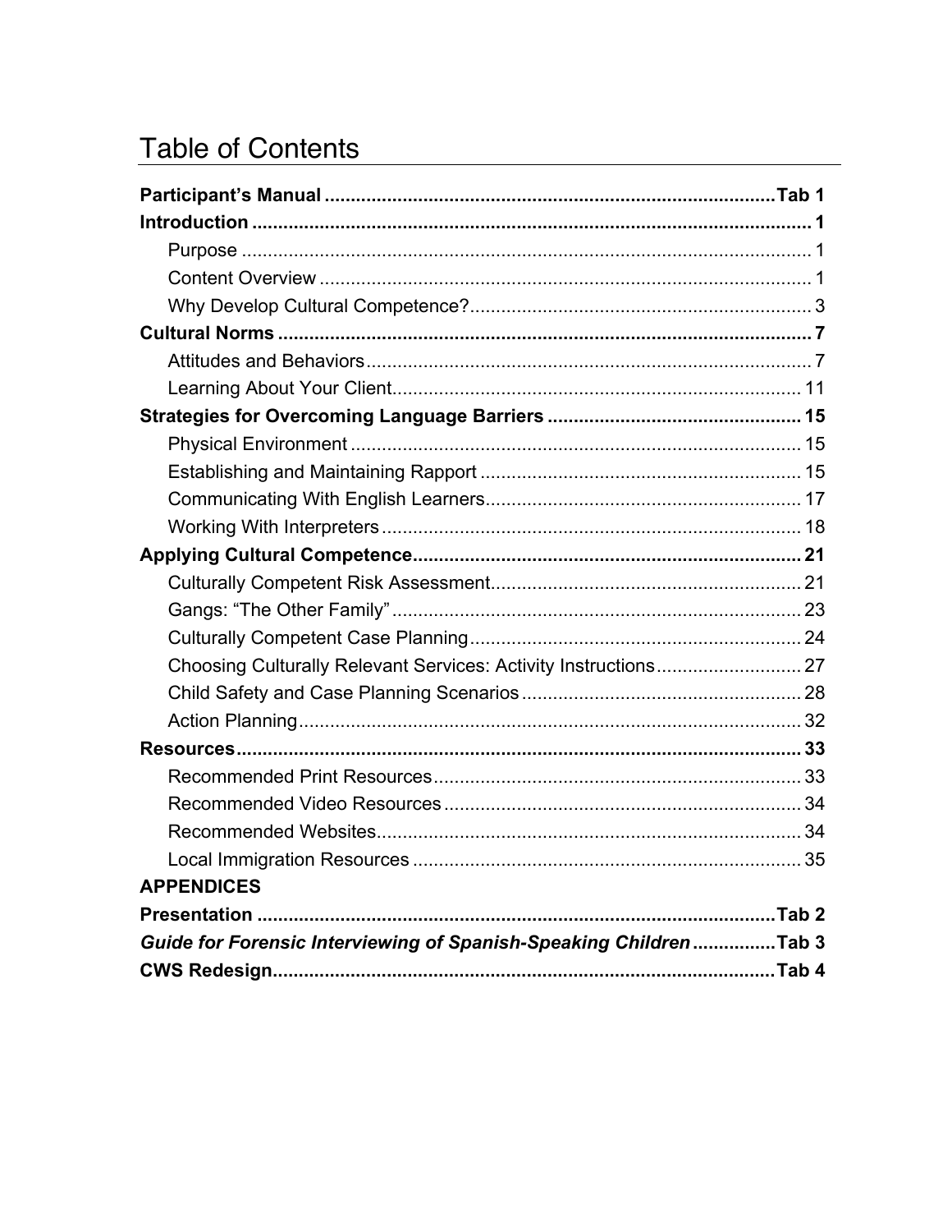# Table of Contents

| | |
|---|---|
| **Participant's Manual** | **Tab 1** |
| **Introduction** | **1** |
| Purpose | 1 |
| Content Overview | 1 |
| Why Develop Cultural Competence? | 3 |
| **Cultural Norms** | **7** |
| Attitudes and Behaviors | 7 |
| Learning About Your Client | 11 |
| **Strategies for Overcoming Language Barriers** | **15** |
| Physical Environment | 15 |
| Establishing and Maintaining Rapport | 15 |
| Communicating With English Learners | 17 |
| Working With Interpreters | 18 |
| **Applying Cultural Competence** | **21** |
| Culturally Competent Risk Assessment | 21 |
| Gangs: "The Other Family" | 23 |
| Culturally Competent Case Planning | 24 |
| Choosing Culturally Relevant Services: Activity Instructions | 27 |
| Child Safety and Case Planning Scenarios | 28 |
| Action Planning | 32 |
| **Resources** | **33** |
| Recommended Print Resources | 33 |
| Recommended Video Resources | 34 |
| Recommended Websites | 34 |
| Local Immigration Resources | 35 |
| **APPENDICES** | |
| **Presentation** | **Tab 2** |
| ***Guide for Forensic Interviewing of Spanish-Speaking Children*** | **Tab 3** |
| **CWS Redesign** | **Tab 4** |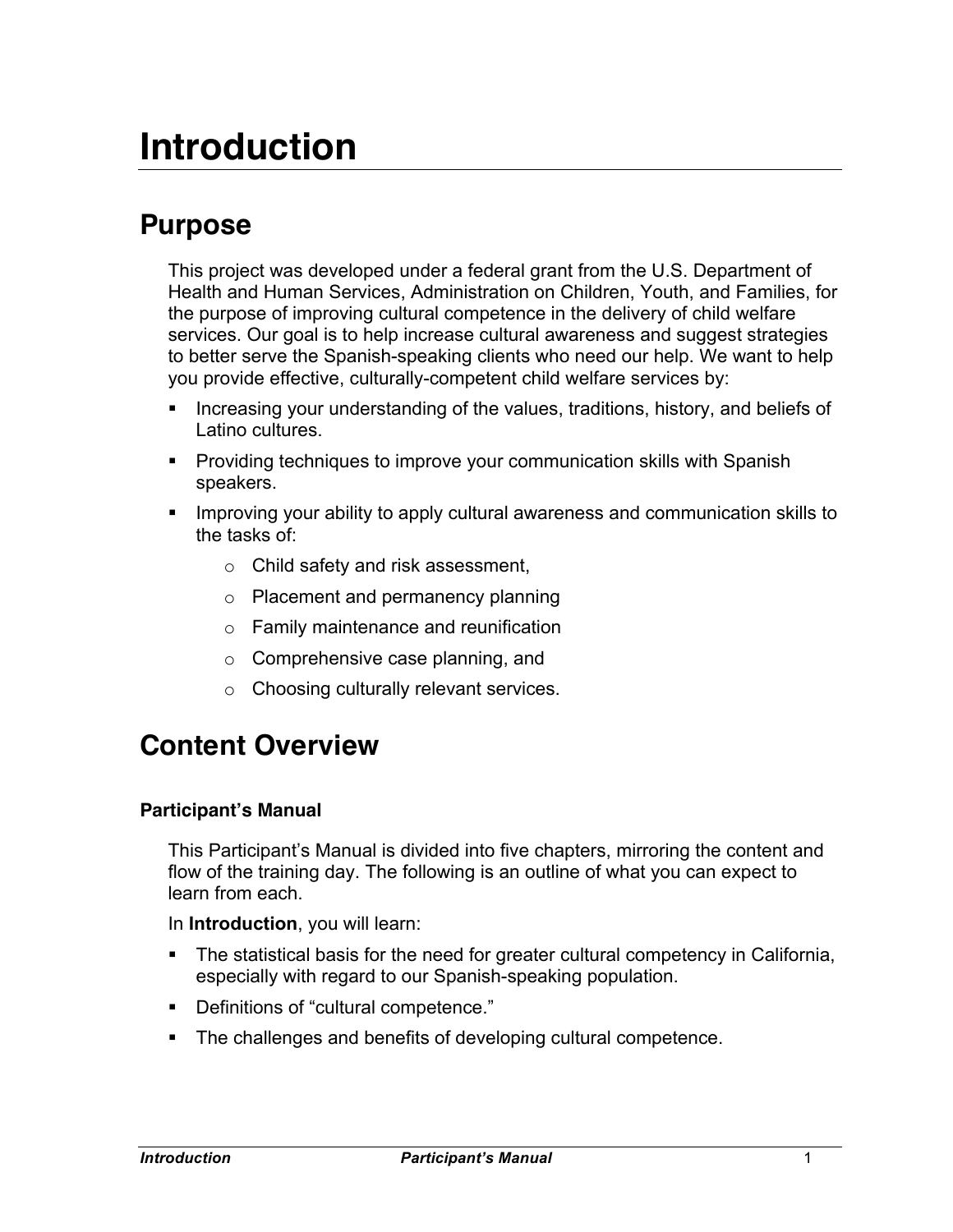# Introduction

## Purpose

This project was developed under a federal grant from the U.S. Department of Health and Human Services, Administration on Children, Youth, and Families, for the purpose of improving cultural competence in the delivery of child welfare services. Our goal is to help increase cultural awareness and suggest strategies to better serve the Spanish-speaking clients who need our help. We want to help you provide effective, culturally-competent child welfare services by:

- Increasing your understanding of the values, traditions, history, and beliefs of Latino cultures.
- Providing techniques to improve your communication skills with Spanish speakers.
- Improving your ability to apply cultural awareness and communication skills to the tasks of:
    - Child safety and risk assessment,
    - Placement and permanency planning
    - Family maintenance and reunification
    - Comprehensive case planning, and
    - Choosing culturally relevant services.

## Content Overview

#### Participant's Manual

This Participant's Manual is divided into five chapters, mirroring the content and flow of the training day. The following is an outline of what you can expect to learn from each.

In **Introduction**, you will learn:

- The statistical basis for the need for greater cultural competency in California, especially with regard to our Spanish-speaking population.
- Definitions of "cultural competence."
- The challenges and benefits of developing cultural competence.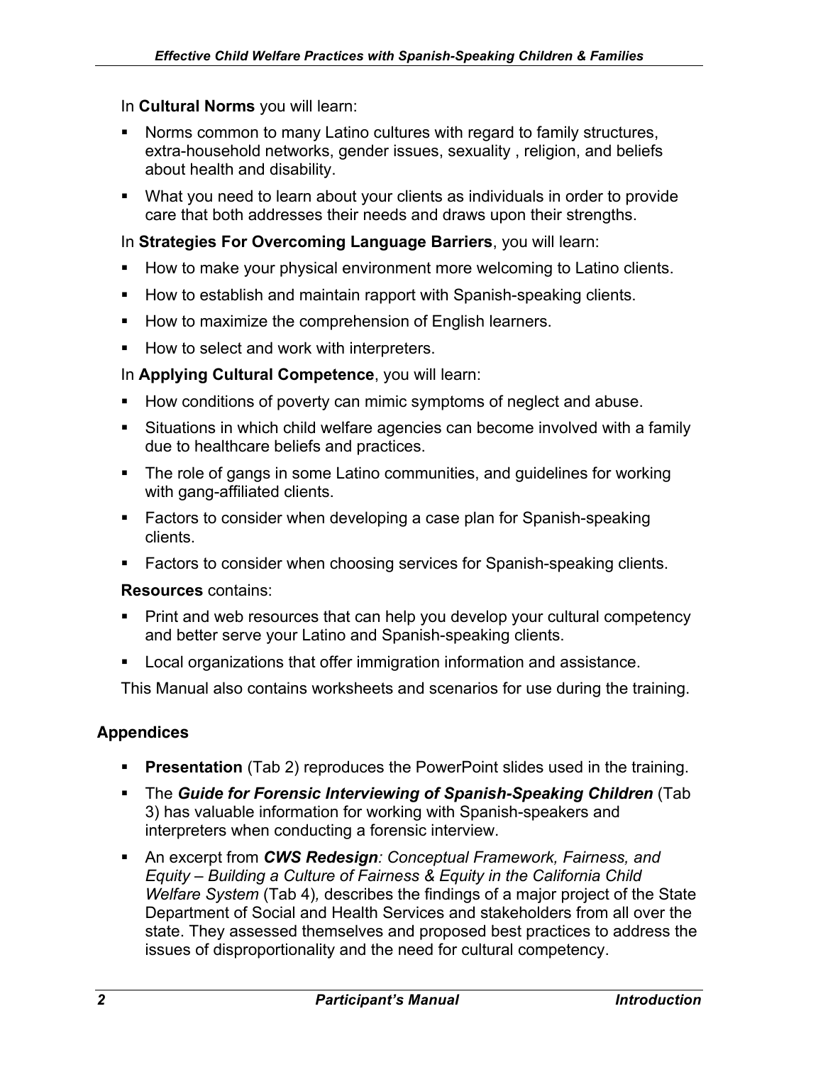In **Cultural Norms** you will learn:

- Norms common to many Latino cultures with regard to family structures, extra-household networks, gender issues, sexuality , religion, and beliefs about health and disability.
- What you need to learn about your clients as individuals in order to provide care that both addresses their needs and draws upon their strengths.

In **Strategies For Overcoming Language Barriers**, you will learn:

- How to make your physical environment more welcoming to Latino clients.
- How to establish and maintain rapport with Spanish-speaking clients.
- How to maximize the comprehension of English learners.
- How to select and work with interpreters.

In **Applying Cultural Competence**, you will learn:

- How conditions of poverty can mimic symptoms of neglect and abuse.
- Situations in which child welfare agencies can become involved with a family due to healthcare beliefs and practices.
- The role of gangs in some Latino communities, and guidelines for working with gang-affiliated clients.
- Factors to consider when developing a case plan for Spanish-speaking clients.
- Factors to consider when choosing services for Spanish-speaking clients.

**Resources** contains:

- Print and web resources that can help you develop your cultural competency and better serve your Latino and Spanish-speaking clients.
- Local organizations that offer immigration information and assistance.

This Manual also contains worksheets and scenarios for use during the training.

### Appendices

- **Presentation** (Tab 2) reproduces the PowerPoint slides used in the training.
- The ***Guide for Forensic Interviewing of Spanish-Speaking Children*** (Tab 3) has valuable information for working with Spanish-speakers and interpreters when conducting a forensic interview.
- An excerpt from ***CWS Redesign****: Conceptual Framework, Fairness, and Equity – Building a Culture of Fairness & Equity in the California Child Welfare System* (Tab 4)*,* describes the findings of a major project of the State Department of Social and Health Services and stakeholders from all over the state. They assessed themselves and proposed best practices to address the issues of disproportionality and the need for cultural competency.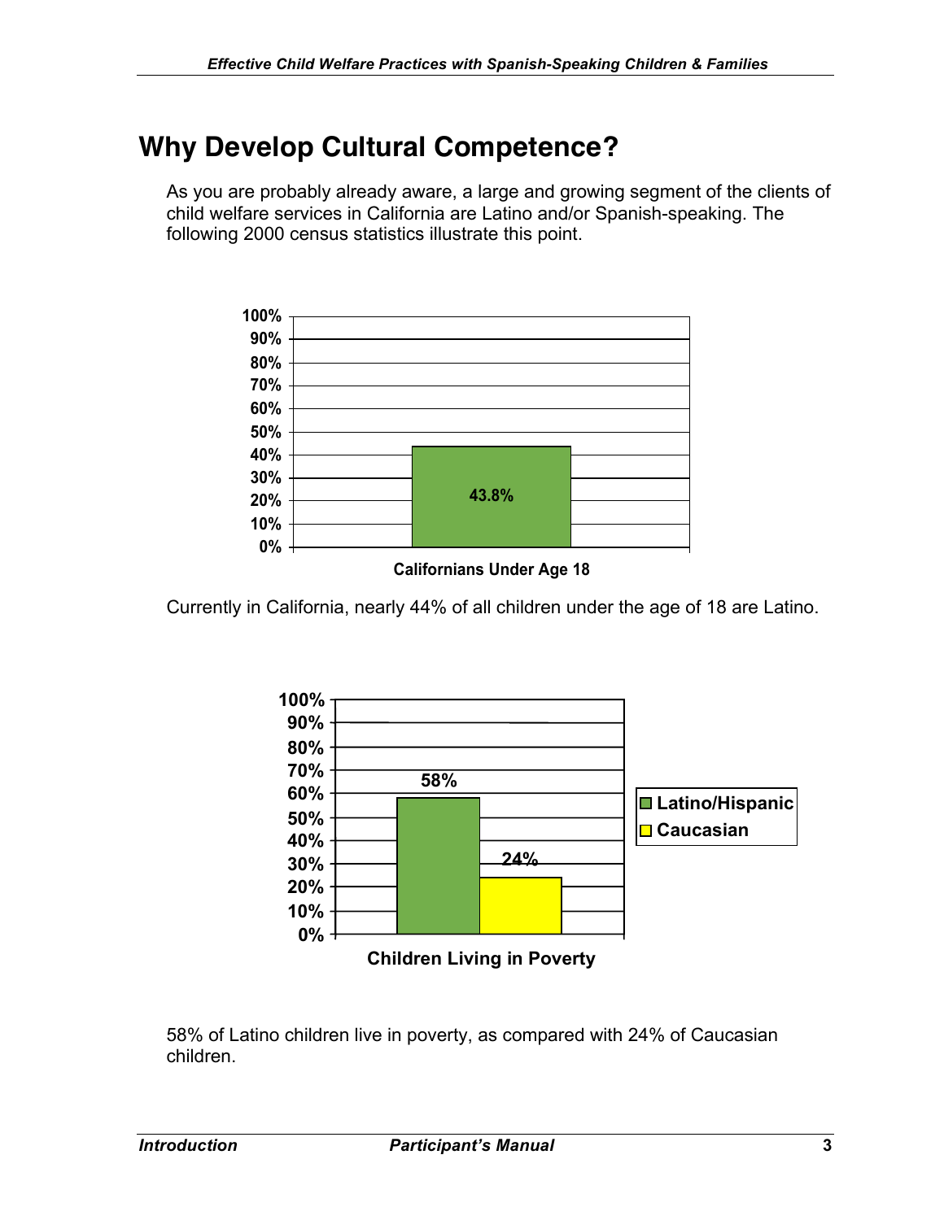# Why Develop Cultural Competence?

As you are probably already aware, a large and growing segment of the clients of child welfare services in California are Latino and/or Spanish-speaking. The following 2000 census statistics illustrate this point.

| Californians Under Age 18 | |
|---|---|
| Latino | 43.8% |

Currently in California, nearly 44% of all children under the age of 18 are Latino.

| Children Living in Poverty | |
|---|---|
| Latino/Hispanic | 58% |
| Caucasian | 24% |

58% of Latino children live in poverty, as compared with 24% of Caucasian children.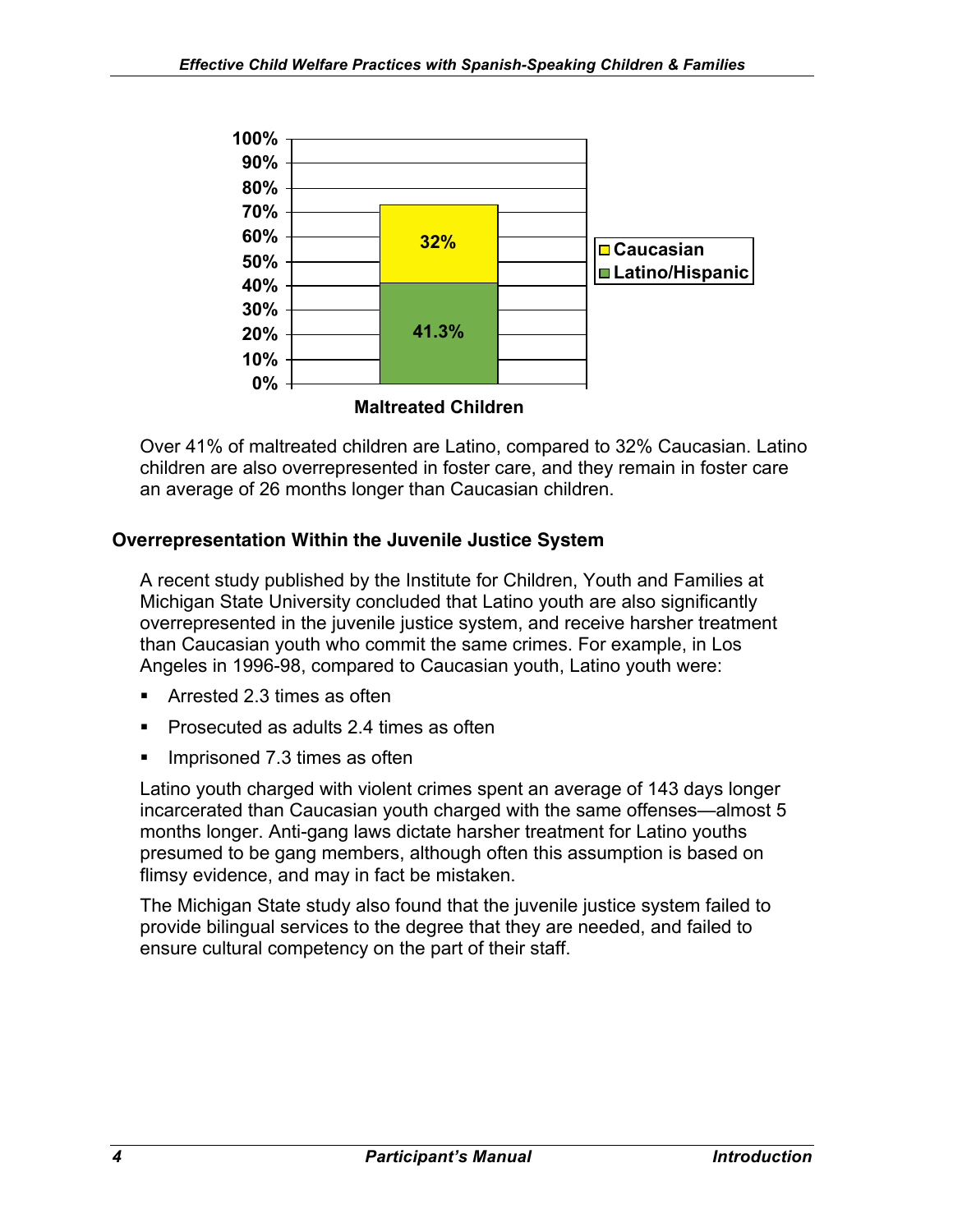Over 41% of maltreated children are Latino, compared to 32% Caucasian. Latino children are also overrepresented in foster care, and they remain in foster care an average of 26 months longer than Caucasian children.

### Overrepresentation Within the Juvenile Justice System

A recent study published by the Institute for Children, Youth and Families at Michigan State University concluded that Latino youth are also significantly overrepresented in the juvenile justice system, and receive harsher treatment than Caucasian youth who commit the same crimes. For example, in Los Angeles in 1996-98, compared to Caucasian youth, Latino youth were:

- Arrested 2.3 times as often
- Prosecuted as adults 2.4 times as often
- Imprisoned 7.3 times as often

Latino youth charged with violent crimes spent an average of 143 days longer incarcerated than Caucasian youth charged with the same offenses—almost 5 months longer. Anti-gang laws dictate harsher treatment for Latino youths presumed to be gang members, although often this assumption is based on flimsy evidence, and may in fact be mistaken.

The Michigan State study also found that the juvenile justice system failed to provide bilingual services to the degree that they are needed, and failed to ensure cultural competency on the part of their staff.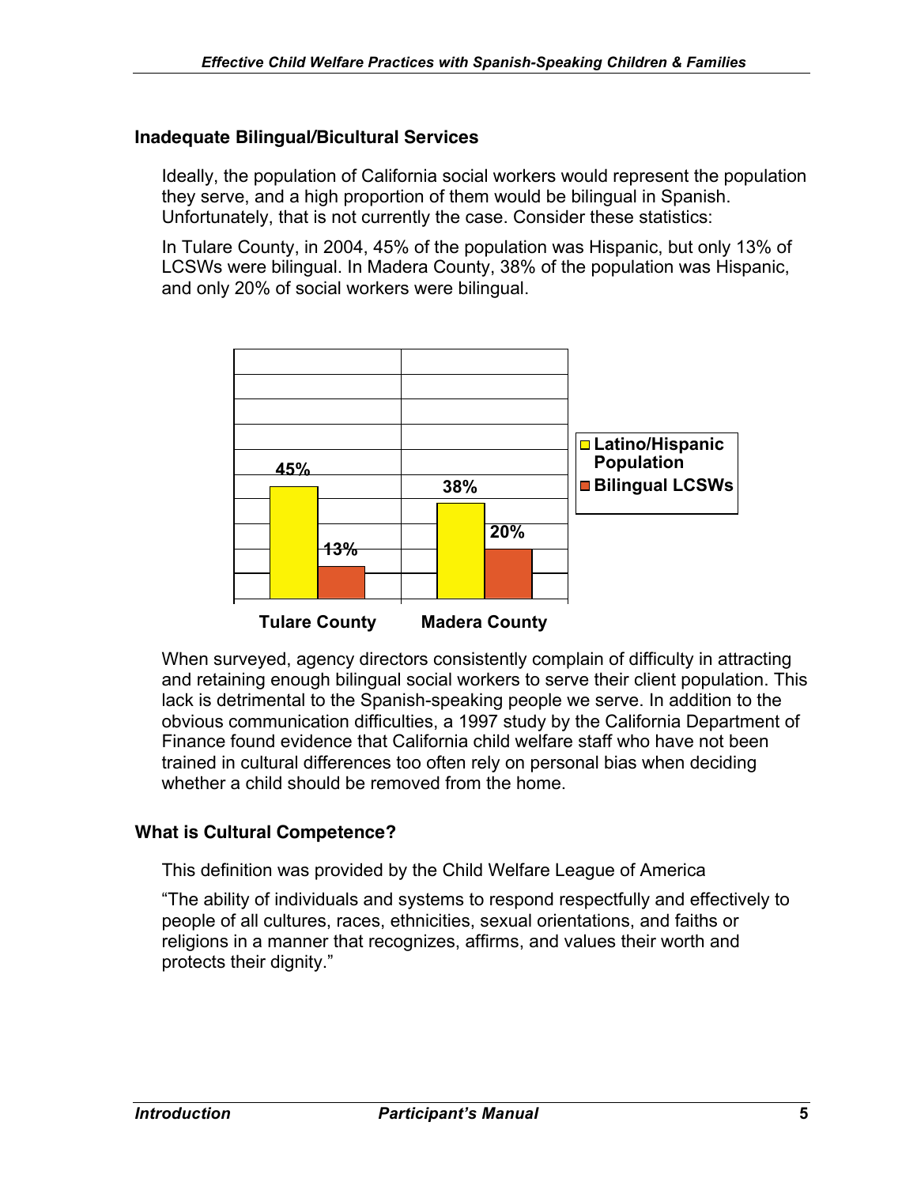### Inadequate Bilingual/Bicultural Services

Ideally, the population of California social workers would represent the population they serve, and a high proportion of them would be bilingual in Spanish. Unfortunately, that is not currently the case. Consider these statistics:

In Tulare County, in 2004, 45% of the population was Hispanic, but only 13% of LCSWs were bilingual. In Madera County, 38% of the population was Hispanic, and only 20% of social workers were bilingual.

| | Latino/Hispanic Population | Bilingual LCSWs |
|---|---|---|
| Tulare County | 45% | 13% |
| Madera County | 38% | 20% |

When surveyed, agency directors consistently complain of difficulty in attracting and retaining enough bilingual social workers to serve their client population. This lack is detrimental to the Spanish-speaking people we serve. In addition to the obvious communication difficulties, a 1997 study by the California Department of Finance found evidence that California child welfare staff who have not been trained in cultural differences too often rely on personal bias when deciding whether a child should be removed from the home.

### What is Cultural Competence?

This definition was provided by the Child Welfare League of America

"The ability of individuals and systems to respond respectfully and effectively to people of all cultures, races, ethnicities, sexual orientations, and faiths or religions in a manner that recognizes, affirms, and values their worth and protects their dignity."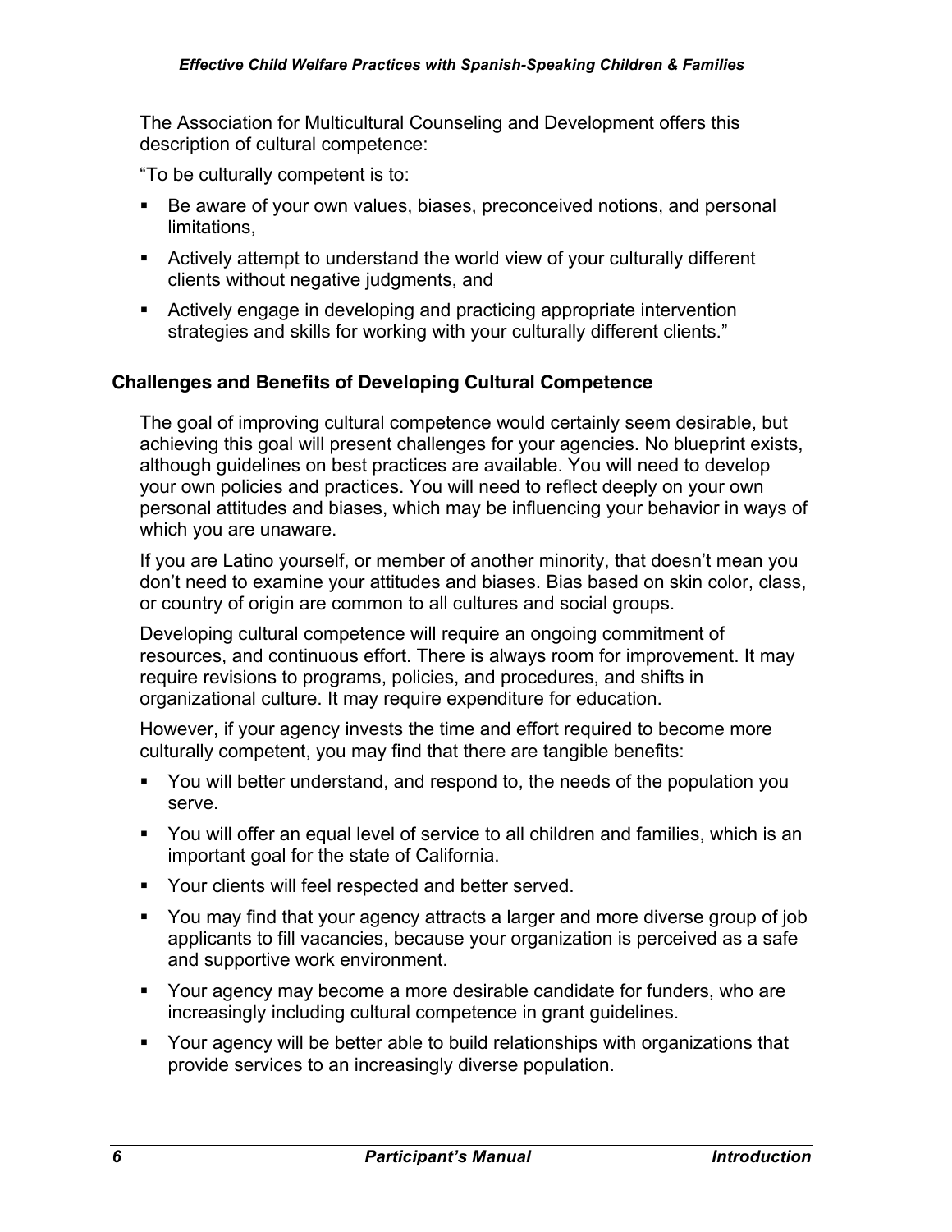The Association for Multicultural Counseling and Development offers this description of cultural competence:

“To be culturally competent is to:

- Be aware of your own values, biases, preconceived notions, and personal limitations,
- Actively attempt to understand the world view of your culturally different clients without negative judgments, and
- Actively engage in developing and practicing appropriate intervention strategies and skills for working with your culturally different clients.”

## Challenges and Benefits of Developing Cultural Competence

The goal of improving cultural competence would certainly seem desirable, but achieving this goal will present challenges for your agencies. No blueprint exists, although guidelines on best practices are available. You will need to develop your own policies and practices. You will need to reflect deeply on your own personal attitudes and biases, which may be influencing your behavior in ways of which you are unaware.

If you are Latino yourself, or member of another minority, that doesn’t mean you don’t need to examine your attitudes and biases. Bias based on skin color, class, or country of origin are common to all cultures and social groups.

Developing cultural competence will require an ongoing commitment of resources, and continuous effort. There is always room for improvement. It may require revisions to programs, policies, and procedures, and shifts in organizational culture. It may require expenditure for education.

However, if your agency invests the time and effort required to become more culturally competent, you may find that there are tangible benefits:

- You will better understand, and respond to, the needs of the population you serve.
- You will offer an equal level of service to all children and families, which is an important goal for the state of California.
- Your clients will feel respected and better served.
- You may find that your agency attracts a larger and more diverse group of job applicants to fill vacancies, because your organization is perceived as a safe and supportive work environment.
- Your agency may become a more desirable candidate for funders, who are increasingly including cultural competence in grant guidelines.
- Your agency will be better able to build relationships with organizations that provide services to an increasingly diverse population.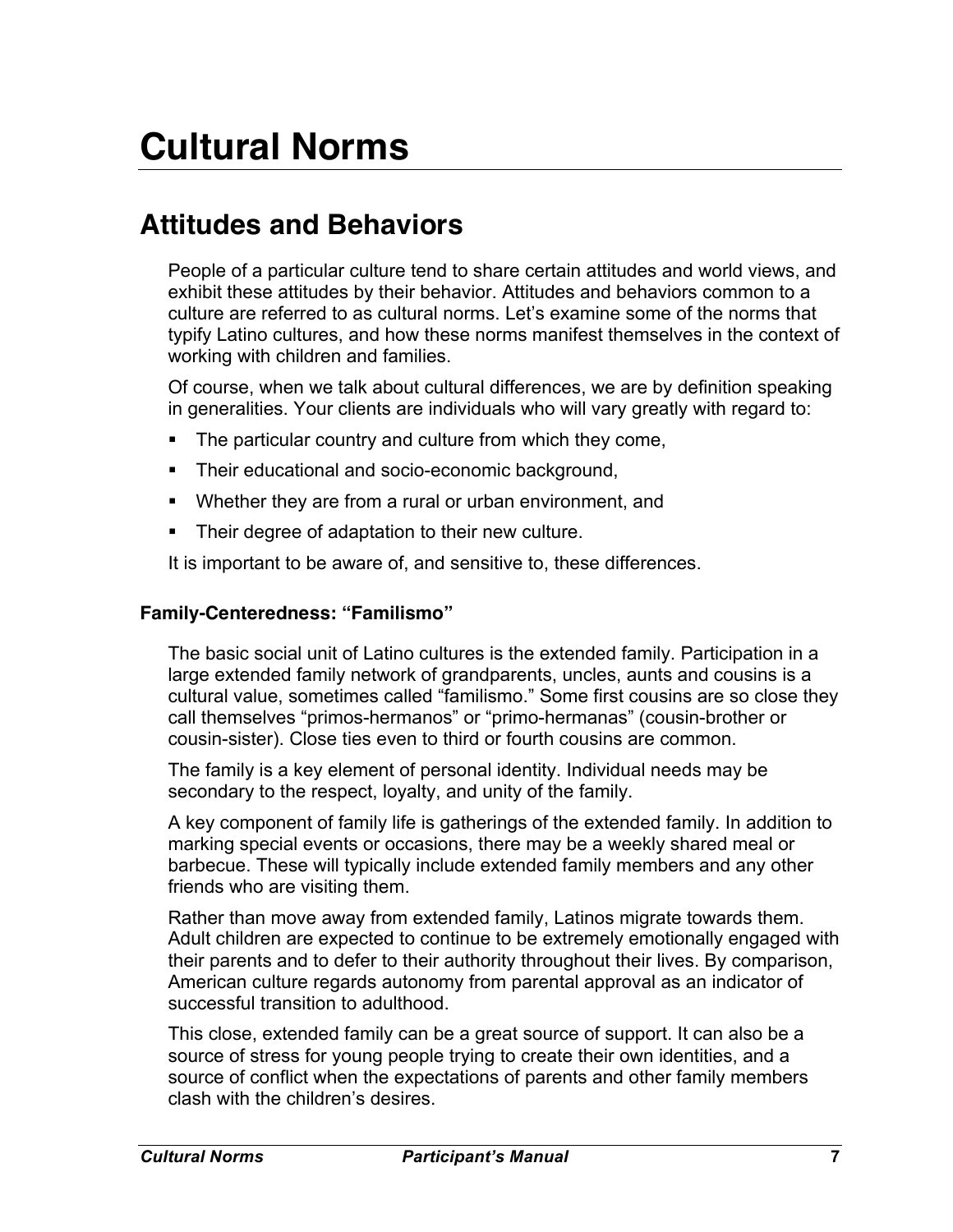# Cultural Norms

## Attitudes and Behaviors

People of a particular culture tend to share certain attitudes and world views, and exhibit these attitudes by their behavior. Attitudes and behaviors common to a culture are referred to as cultural norms. Let's examine some of the norms that typify Latino cultures, and how these norms manifest themselves in the context of working with children and families.

Of course, when we talk about cultural differences, we are by definition speaking in generalities. Your clients are individuals who will vary greatly with regard to:

- The particular country and culture from which they come,
- Their educational and socio-economic background,
- Whether they are from a rural or urban environment, and
- Their degree of adaptation to their new culture.

It is important to be aware of, and sensitive to, these differences.

### Family-Centeredness: "Familismo"

The basic social unit of Latino cultures is the extended family. Participation in a large extended family network of grandparents, uncles, aunts and cousins is a cultural value, sometimes called "familismo." Some first cousins are so close they call themselves "primos-hermanos" or "primo-hermanas" (cousin-brother or cousin-sister). Close ties even to third or fourth cousins are common.

The family is a key element of personal identity. Individual needs may be secondary to the respect, loyalty, and unity of the family.

A key component of family life is gatherings of the extended family. In addition to marking special events or occasions, there may be a weekly shared meal or barbecue. These will typically include extended family members and any other friends who are visiting them.

Rather than move away from extended family, Latinos migrate towards them. Adult children are expected to continue to be extremely emotionally engaged with their parents and to defer to their authority throughout their lives. By comparison, American culture regards autonomy from parental approval as an indicator of successful transition to adulthood.

This close, extended family can be a great source of support. It can also be a source of stress for young people trying to create their own identities, and a source of conflict when the expectations of parents and other family members clash with the children's desires.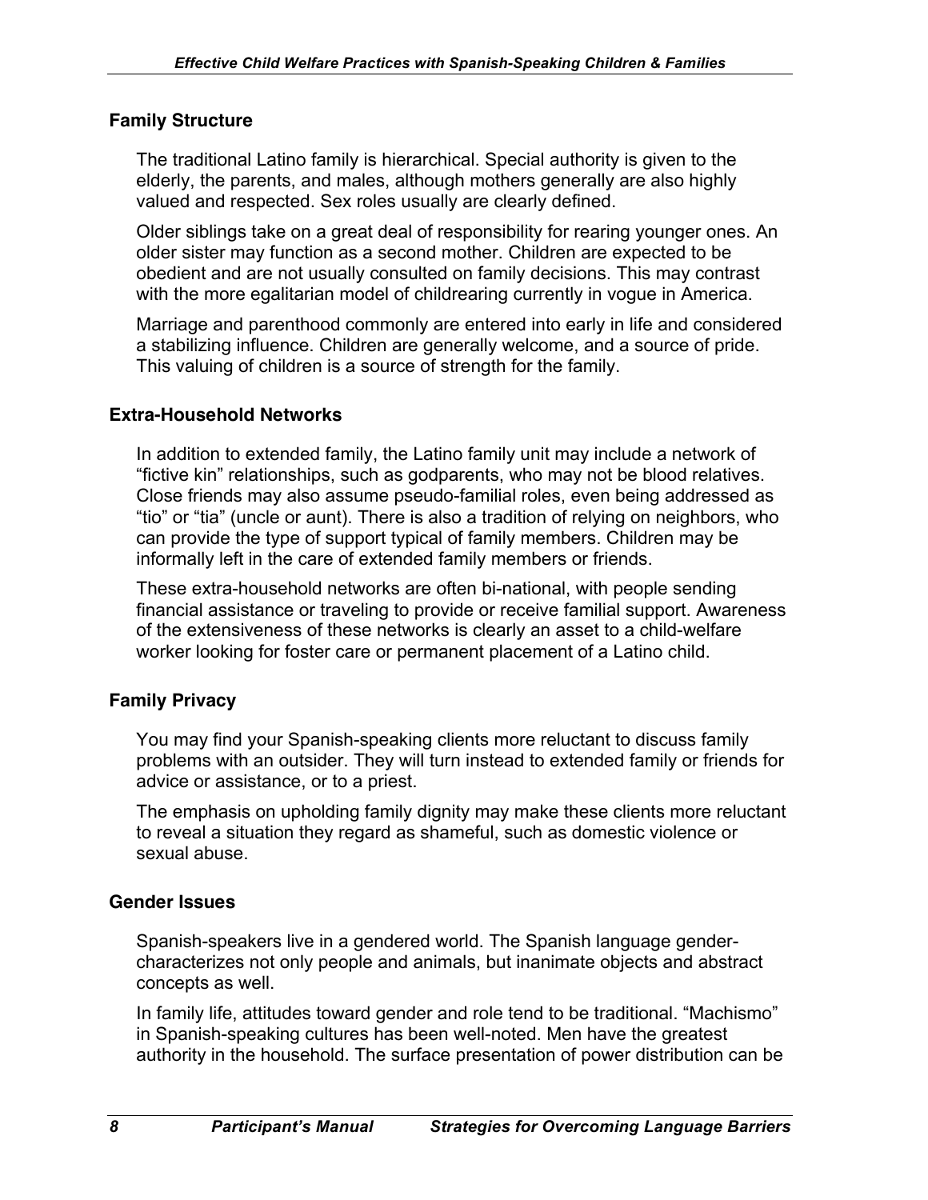### Family Structure

The traditional Latino family is hierarchical. Special authority is given to the elderly, the parents, and males, although mothers generally are also highly valued and respected. Sex roles usually are clearly defined.

Older siblings take on a great deal of responsibility for rearing younger ones. An older sister may function as a second mother. Children are expected to be obedient and are not usually consulted on family decisions. This may contrast with the more egalitarian model of childrearing currently in vogue in America.

Marriage and parenthood commonly are entered into early in life and considered a stabilizing influence. Children are generally welcome, and a source of pride. This valuing of children is a source of strength for the family.

### Extra-Household Networks

In addition to extended family, the Latino family unit may include a network of "fictive kin" relationships, such as godparents, who may not be blood relatives. Close friends may also assume pseudo-familial roles, even being addressed as "tio" or "tia" (uncle or aunt). There is also a tradition of relying on neighbors, who can provide the type of support typical of family members. Children may be informally left in the care of extended family members or friends.

These extra-household networks are often bi-national, with people sending financial assistance or traveling to provide or receive familial support. Awareness of the extensiveness of these networks is clearly an asset to a child-welfare worker looking for foster care or permanent placement of a Latino child.

### Family Privacy

You may find your Spanish-speaking clients more reluctant to discuss family problems with an outsider. They will turn instead to extended family or friends for advice or assistance, or to a priest.

The emphasis on upholding family dignity may make these clients more reluctant to reveal a situation they regard as shameful, such as domestic violence or sexual abuse.

### Gender Issues

Spanish-speakers live in a gendered world. The Spanish language gender-characterizes not only people and animals, but inanimate objects and abstract concepts as well.

In family life, attitudes toward gender and role tend to be traditional. "Machismo" in Spanish-speaking cultures has been well-noted. Men have the greatest authority in the household. The surface presentation of power distribution can be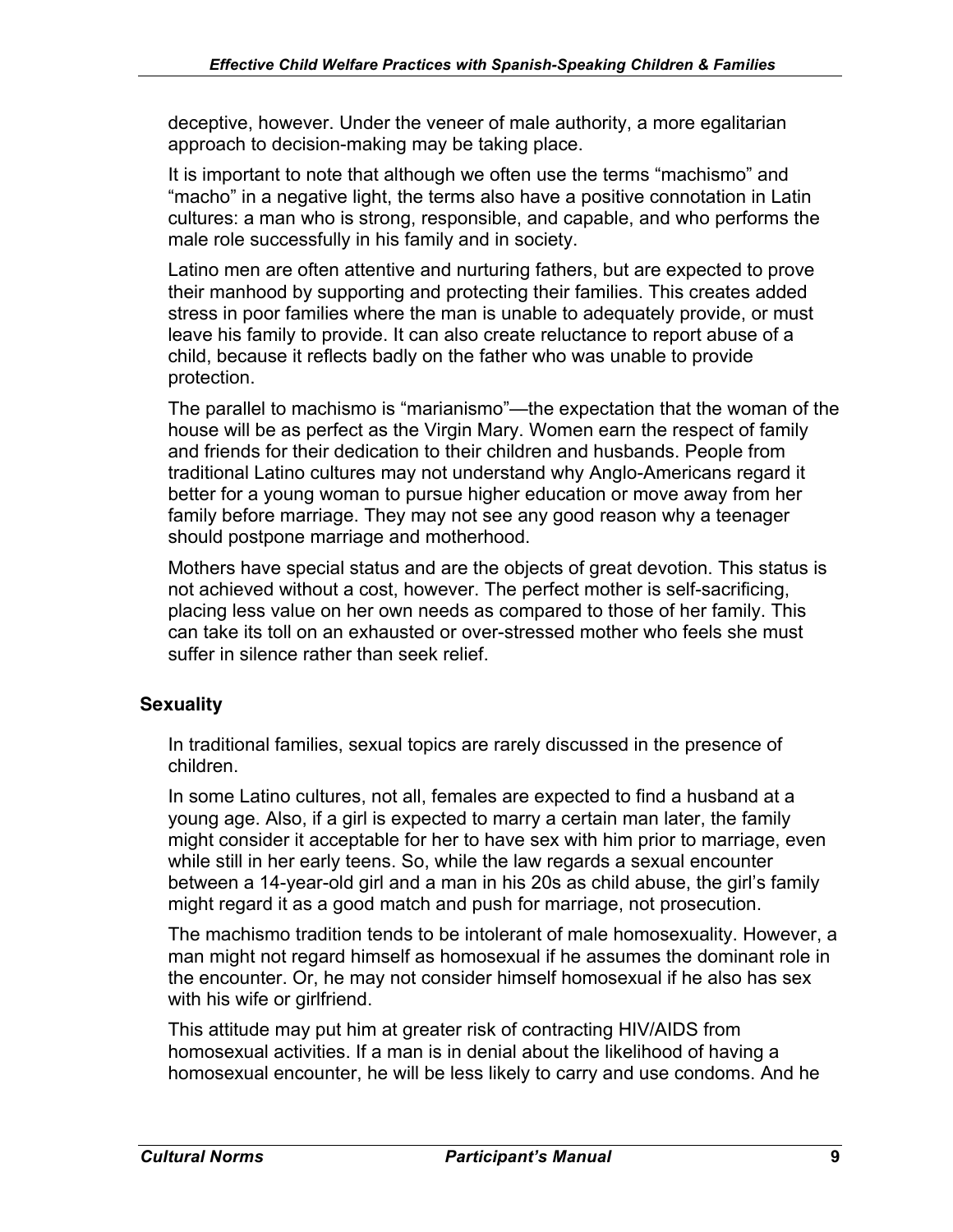deceptive, however. Under the veneer of male authority, a more egalitarian approach to decision-making may be taking place.

It is important to note that although we often use the terms "machismo" and "macho" in a negative light, the terms also have a positive connotation in Latin cultures: a man who is strong, responsible, and capable, and who performs the male role successfully in his family and in society.

Latino men are often attentive and nurturing fathers, but are expected to prove their manhood by supporting and protecting their families. This creates added stress in poor families where the man is unable to adequately provide, or must leave his family to provide. It can also create reluctance to report abuse of a child, because it reflects badly on the father who was unable to provide protection.

The parallel to machismo is "marianismo"—the expectation that the woman of the house will be as perfect as the Virgin Mary. Women earn the respect of family and friends for their dedication to their children and husbands. People from traditional Latino cultures may not understand why Anglo-Americans regard it better for a young woman to pursue higher education or move away from her family before marriage. They may not see any good reason why a teenager should postpone marriage and motherhood.

Mothers have special status and are the objects of great devotion. This status is not achieved without a cost, however. The perfect mother is self-sacrificing, placing less value on her own needs as compared to those of her family. This can take its toll on an exhausted or over-stressed mother who feels she must suffer in silence rather than seek relief.

### Sexuality

In traditional families, sexual topics are rarely discussed in the presence of children.

In some Latino cultures, not all, females are expected to find a husband at a young age. Also, if a girl is expected to marry a certain man later, the family might consider it acceptable for her to have sex with him prior to marriage, even while still in her early teens. So, while the law regards a sexual encounter between a 14-year-old girl and a man in his 20s as child abuse, the girl's family might regard it as a good match and push for marriage, not prosecution.

The machismo tradition tends to be intolerant of male homosexuality. However, a man might not regard himself as homosexual if he assumes the dominant role in the encounter. Or, he may not consider himself homosexual if he also has sex with his wife or girlfriend.

This attitude may put him at greater risk of contracting HIV/AIDS from homosexual activities. If a man is in denial about the likelihood of having a homosexual encounter, he will be less likely to carry and use condoms. And he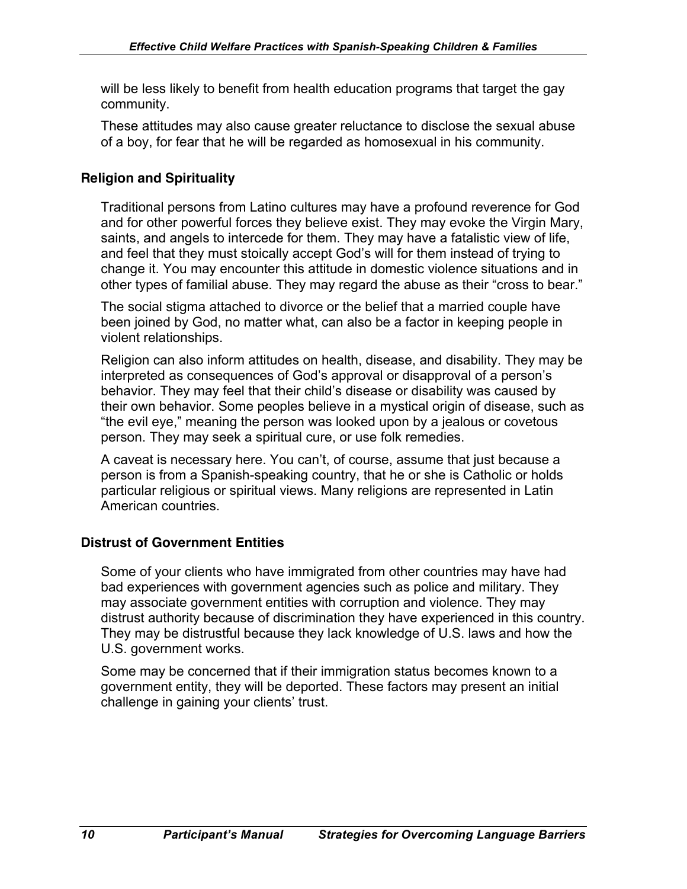will be less likely to benefit from health education programs that target the gay community.

These attitudes may also cause greater reluctance to disclose the sexual abuse of a boy, for fear that he will be regarded as homosexual in his community.

### Religion and Spirituality

Traditional persons from Latino cultures may have a profound reverence for God and for other powerful forces they believe exist. They may evoke the Virgin Mary, saints, and angels to intercede for them. They may have a fatalistic view of life, and feel that they must stoically accept God's will for them instead of trying to change it. You may encounter this attitude in domestic violence situations and in other types of familial abuse. They may regard the abuse as their "cross to bear."

The social stigma attached to divorce or the belief that a married couple have been joined by God, no matter what, can also be a factor in keeping people in violent relationships.

Religion can also inform attitudes on health, disease, and disability. They may be interpreted as consequences of God's approval or disapproval of a person's behavior. They may feel that their child's disease or disability was caused by their own behavior. Some peoples believe in a mystical origin of disease, such as "the evil eye," meaning the person was looked upon by a jealous or covetous person. They may seek a spiritual cure, or use folk remedies.

A caveat is necessary here. You can't, of course, assume that just because a person is from a Spanish-speaking country, that he or she is Catholic or holds particular religious or spiritual views. Many religions are represented in Latin American countries.

### Distrust of Government Entities

Some of your clients who have immigrated from other countries may have had bad experiences with government agencies such as police and military. They may associate government entities with corruption and violence. They may distrust authority because of discrimination they have experienced in this country. They may be distrustful because they lack knowledge of U.S. laws and how the U.S. government works.

Some may be concerned that if their immigration status becomes known to a government entity, they will be deported. These factors may present an initial challenge in gaining your clients' trust.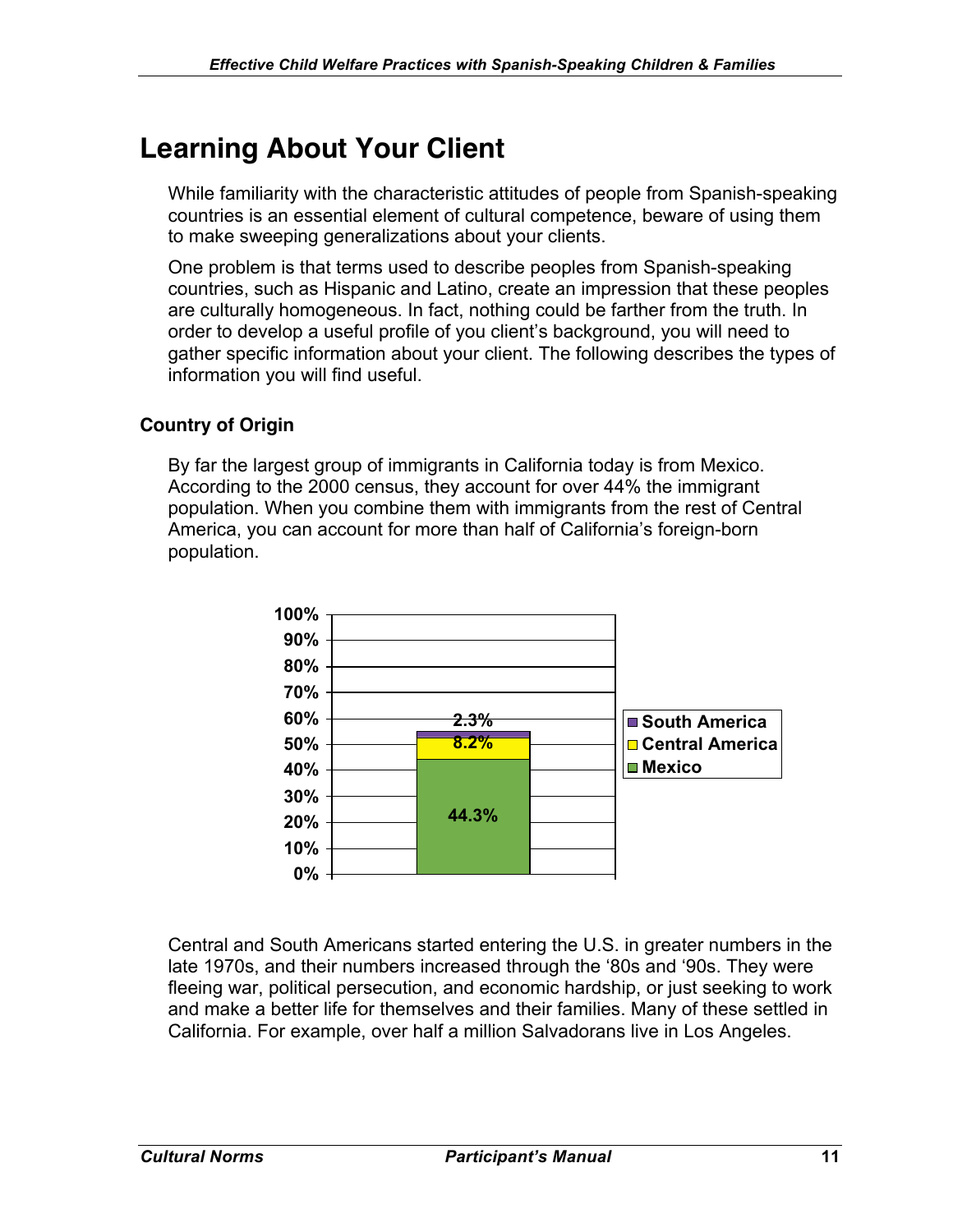## Learning About Your Client

While familiarity with the characteristic attitudes of people from Spanish-speaking countries is an essential element of cultural competence, beware of using them to make sweeping generalizations about your clients.

One problem is that terms used to describe peoples from Spanish-speaking countries, such as Hispanic and Latino, create an impression that these peoples are culturally homogeneous. In fact, nothing could be farther from the truth. In order to develop a useful profile of you client's background, you will need to gather specific information about your client. The following describes the types of information you will find useful.

### Country of Origin

By far the largest group of immigrants in California today is from Mexico. According to the 2000 census, they account for over 44% the immigrant population. When you combine them with immigrants from the rest of Central America, you can account for more than half of California's foreign-born population.

| Region | Percentage |
| --- | --- |
| South America | 2.3% |
| Central America | 8.2% |
| Mexico | 44.3% |

Central and South Americans started entering the U.S. in greater numbers in the late 1970s, and their numbers increased through the '80s and '90s. They were fleeing war, political persecution, and economic hardship, or just seeking to work and make a better life for themselves and their families. Many of these settled in California. For example, over half a million Salvadorans live in Los Angeles.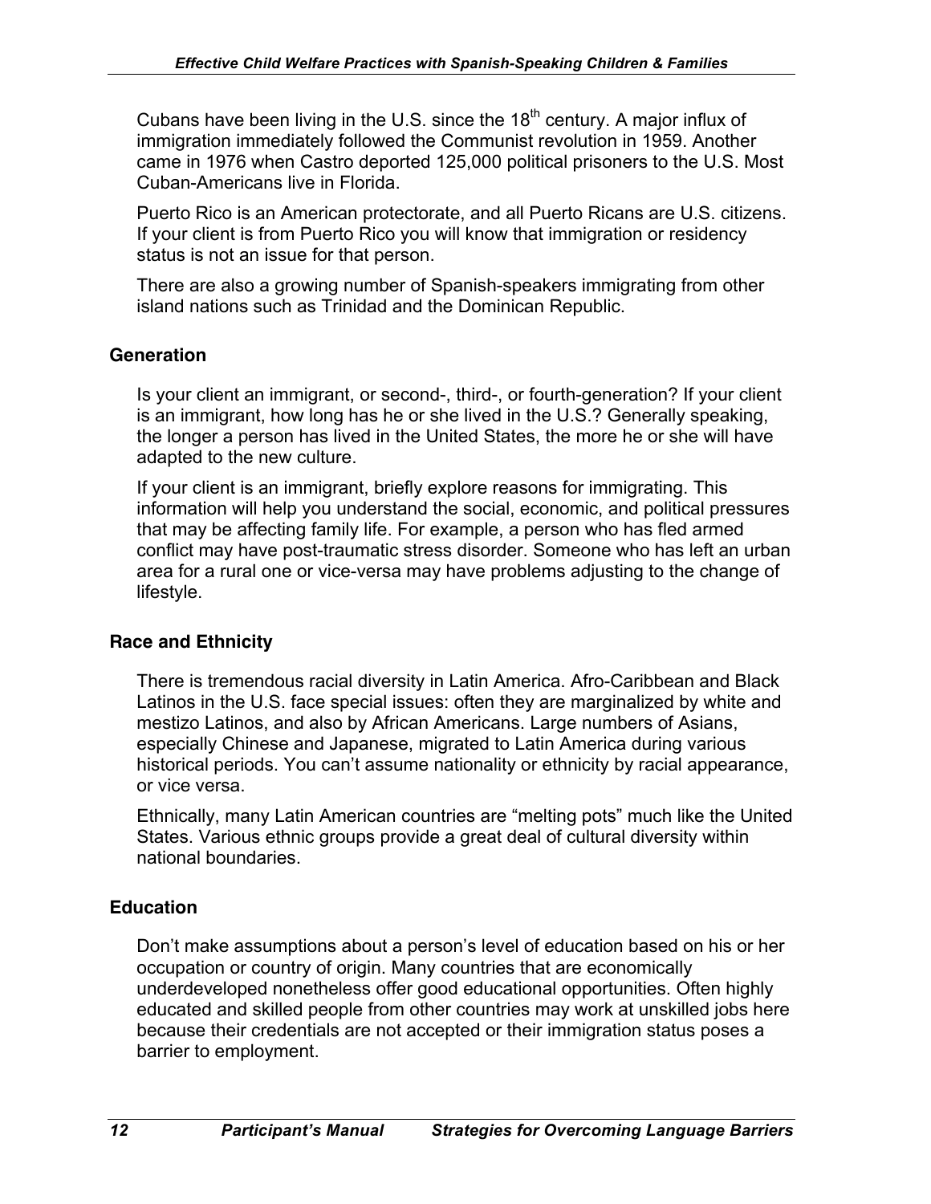Cubans have been living in the U.S. since the $18^{th}$ century. A major influx of immigration immediately followed the Communist revolution in 1959. Another came in 1976 when Castro deported 125,000 political prisoners to the U.S. Most Cuban-Americans live in Florida.

Puerto Rico is an American protectorate, and all Puerto Ricans are U.S. citizens. If your client is from Puerto Rico you will know that immigration or residency status is not an issue for that person.

There are also a growing number of Spanish-speakers immigrating from other island nations such as Trinidad and the Dominican Republic.

### Generation

Is your client an immigrant, or second-, third-, or fourth-generation? If your client is an immigrant, how long has he or she lived in the U.S.? Generally speaking, the longer a person has lived in the United States, the more he or she will have adapted to the new culture.

If your client is an immigrant, briefly explore reasons for immigrating. This information will help you understand the social, economic, and political pressures that may be affecting family life. For example, a person who has fled armed conflict may have post-traumatic stress disorder. Someone who has left an urban area for a rural one or vice-versa may have problems adjusting to the change of lifestyle.

### Race and Ethnicity

There is tremendous racial diversity in Latin America. Afro-Caribbean and Black Latinos in the U.S. face special issues: often they are marginalized by white and mestizo Latinos, and also by African Americans. Large numbers of Asians, especially Chinese and Japanese, migrated to Latin America during various historical periods. You can't assume nationality or ethnicity by racial appearance, or vice versa.

Ethnically, many Latin American countries are "melting pots" much like the United States. Various ethnic groups provide a great deal of cultural diversity within national boundaries.

### Education

Don't make assumptions about a person's level of education based on his or her occupation or country of origin. Many countries that are economically underdeveloped nonetheless offer good educational opportunities. Often highly educated and skilled people from other countries may work at unskilled jobs here because their credentials are not accepted or their immigration status poses a barrier to employment.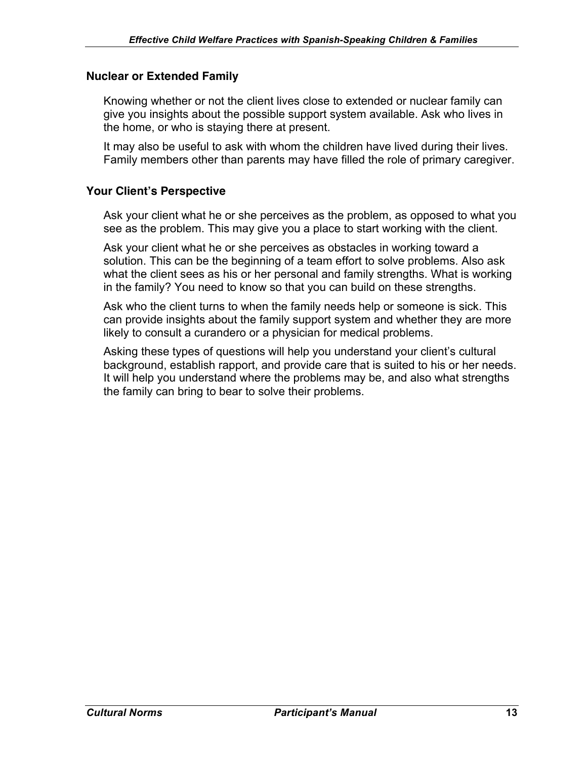### Nuclear or Extended Family

Knowing whether or not the client lives close to extended or nuclear family can give you insights about the possible support system available. Ask who lives in the home, or who is staying there at present.

It may also be useful to ask with whom the children have lived during their lives. Family members other than parents may have filled the role of primary caregiver.

### Your Client's Perspective

Ask your client what he or she perceives as the problem, as opposed to what you see as the problem. This may give you a place to start working with the client.

Ask your client what he or she perceives as obstacles in working toward a solution. This can be the beginning of a team effort to solve problems. Also ask what the client sees as his or her personal and family strengths. What is working in the family? You need to know so that you can build on these strengths.

Ask who the client turns to when the family needs help or someone is sick. This can provide insights about the family support system and whether they are more likely to consult a curandero or a physician for medical problems.

Asking these types of questions will help you understand your client's cultural background, establish rapport, and provide care that is suited to his or her needs. It will help you understand where the problems may be, and also what strengths the family can bring to bear to solve their problems.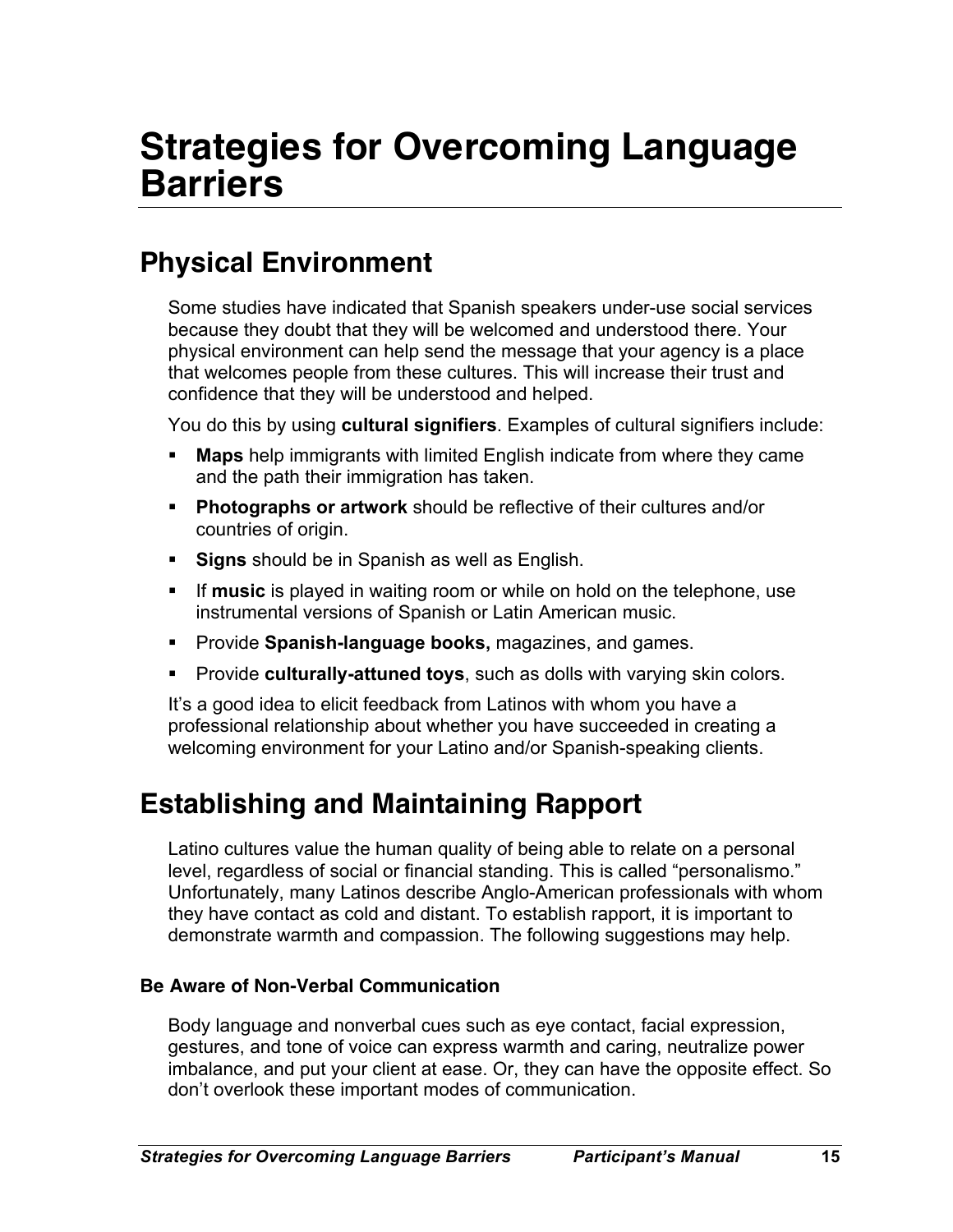# Strategies for Overcoming Language Barriers

## Physical Environment

Some studies have indicated that Spanish speakers under-use social services because they doubt that they will be welcomed and understood there. Your physical environment can help send the message that your agency is a place that welcomes people from these cultures. This will increase their trust and confidence that they will be understood and helped.

You do this by using **cultural signifiers**. Examples of cultural signifiers include:

- **Maps** help immigrants with limited English indicate from where they came and the path their immigration has taken.
- **Photographs or artwork** should be reflective of their cultures and/or countries of origin.
- **Signs** should be in Spanish as well as English.
- If **music** is played in waiting room or while on hold on the telephone, use instrumental versions of Spanish or Latin American music.
- Provide **Spanish-language books,** magazines, and games.
- Provide **culturally-attuned toys**, such as dolls with varying skin colors.

It's a good idea to elicit feedback from Latinos with whom you have a professional relationship about whether you have succeeded in creating a welcoming environment for your Latino and/or Spanish-speaking clients.

## Establishing and Maintaining Rapport

Latino cultures value the human quality of being able to relate on a personal level, regardless of social or financial standing. This is called "personalismo." Unfortunately, many Latinos describe Anglo-American professionals with whom they have contact as cold and distant. To establish rapport, it is important to demonstrate warmth and compassion. The following suggestions may help.

#### Be Aware of Non-Verbal Communication

Body language and nonverbal cues such as eye contact, facial expression, gestures, and tone of voice can express warmth and caring, neutralize power imbalance, and put your client at ease. Or, they can have the opposite effect. So don't overlook these important modes of communication.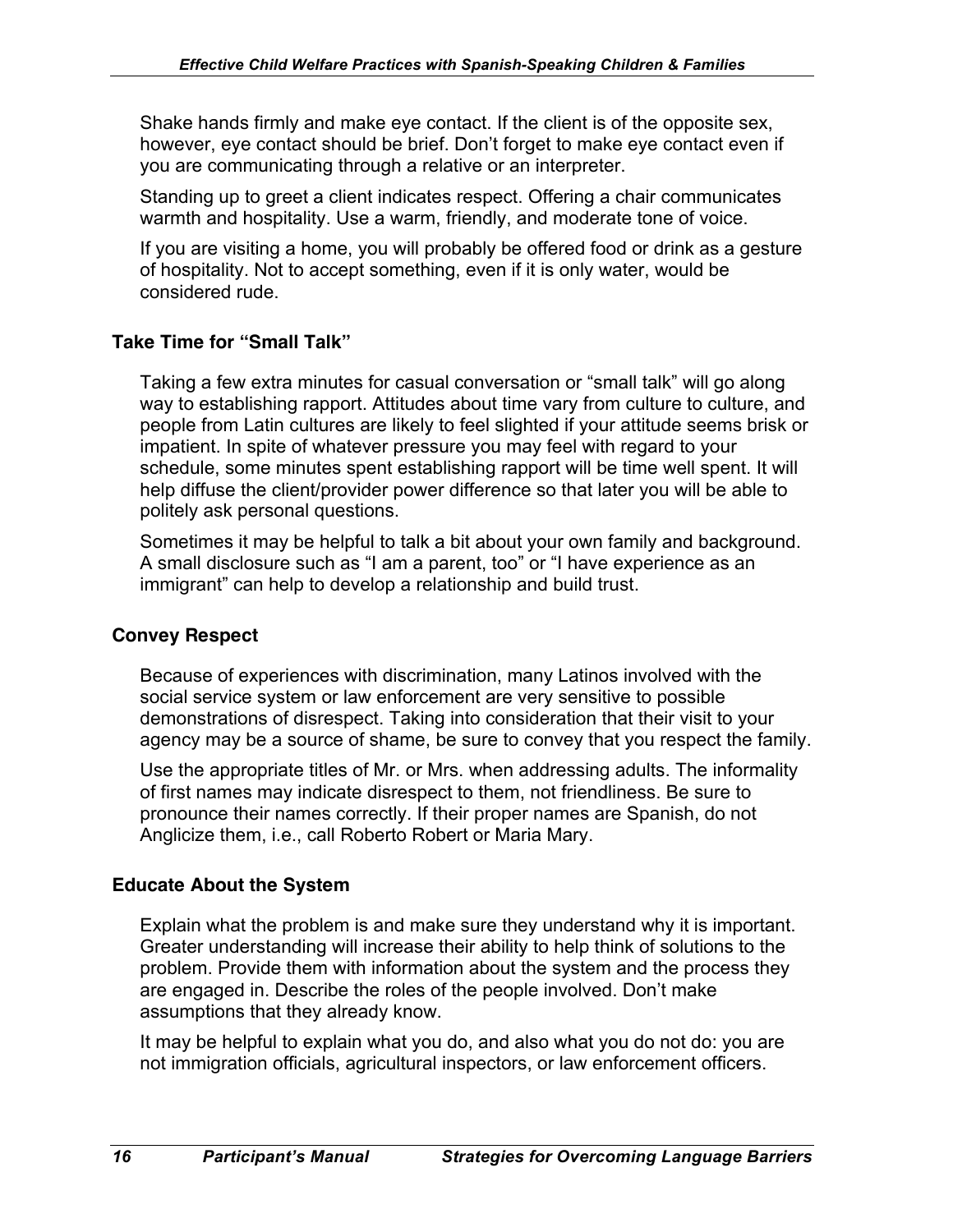Shake hands firmly and make eye contact. If the client is of the opposite sex, however, eye contact should be brief. Don't forget to make eye contact even if you are communicating through a relative or an interpreter.

Standing up to greet a client indicates respect. Offering a chair communicates warmth and hospitality. Use a warm, friendly, and moderate tone of voice.

If you are visiting a home, you will probably be offered food or drink as a gesture of hospitality. Not to accept something, even if it is only water, would be considered rude.

### Take Time for "Small Talk"

Taking a few extra minutes for casual conversation or "small talk" will go along way to establishing rapport. Attitudes about time vary from culture to culture, and people from Latin cultures are likely to feel slighted if your attitude seems brisk or impatient. In spite of whatever pressure you may feel with regard to your schedule, some minutes spent establishing rapport will be time well spent. It will help diffuse the client/provider power difference so that later you will be able to politely ask personal questions.

Sometimes it may be helpful to talk a bit about your own family and background. A small disclosure such as "I am a parent, too" or "I have experience as an immigrant" can help to develop a relationship and build trust.

### Convey Respect

Because of experiences with discrimination, many Latinos involved with the social service system or law enforcement are very sensitive to possible demonstrations of disrespect. Taking into consideration that their visit to your agency may be a source of shame, be sure to convey that you respect the family.

Use the appropriate titles of Mr. or Mrs. when addressing adults. The informality of first names may indicate disrespect to them, not friendliness. Be sure to pronounce their names correctly. If their proper names are Spanish, do not Anglicize them, i.e., call Roberto Robert or Maria Mary.

### Educate About the System

Explain what the problem is and make sure they understand why it is important. Greater understanding will increase their ability to help think of solutions to the problem. Provide them with information about the system and the process they are engaged in. Describe the roles of the people involved. Don't make assumptions that they already know.

It may be helpful to explain what you do, and also what you do not do: you are not immigration officials, agricultural inspectors, or law enforcement officers.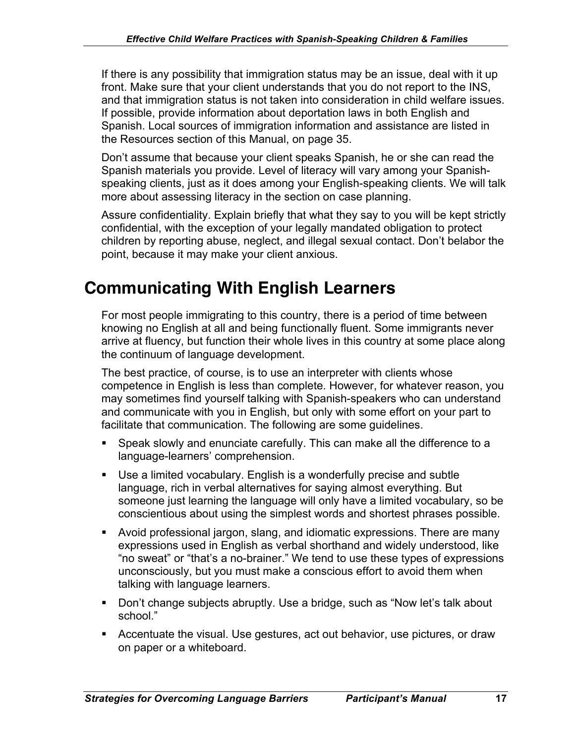If there is any possibility that immigration status may be an issue, deal with it up front. Make sure that your client understands that you do not report to the INS, and that immigration status is not taken into consideration in child welfare issues. If possible, provide information about deportation laws in both English and Spanish. Local sources of immigration information and assistance are listed in the Resources section of this Manual, on page 35.

Don't assume that because your client speaks Spanish, he or she can read the Spanish materials you provide. Level of literacy will vary among your Spanish-speaking clients, just as it does among your English-speaking clients. We will talk more about assessing literacy in the section on case planning.

Assure confidentiality. Explain briefly that what they say to you will be kept strictly confidential, with the exception of your legally mandated obligation to protect children by reporting abuse, neglect, and illegal sexual contact. Don't belabor the point, because it may make your client anxious.

# Communicating With English Learners

For most people immigrating to this country, there is a period of time between knowing no English at all and being functionally fluent. Some immigrants never arrive at fluency, but function their whole lives in this country at some place along the continuum of language development.

The best practice, of course, is to use an interpreter with clients whose competence in English is less than complete. However, for whatever reason, you may sometimes find yourself talking with Spanish-speakers who can understand and communicate with you in English, but only with some effort on your part to facilitate that communication. The following are some guidelines.

- Speak slowly and enunciate carefully. This can make all the difference to a language-learners' comprehension.
- Use a limited vocabulary. English is a wonderfully precise and subtle language, rich in verbal alternatives for saying almost everything. But someone just learning the language will only have a limited vocabulary, so be conscientious about using the simplest words and shortest phrases possible.
- Avoid professional jargon, slang, and idiomatic expressions. There are many expressions used in English as verbal shorthand and widely understood, like "no sweat" or "that's a no-brainer." We tend to use these types of expressions unconsciously, but you must make a conscious effort to avoid them when talking with language learners.
- Don't change subjects abruptly. Use a bridge, such as "Now let's talk about school."
- Accentuate the visual. Use gestures, act out behavior, use pictures, or draw on paper or a whiteboard.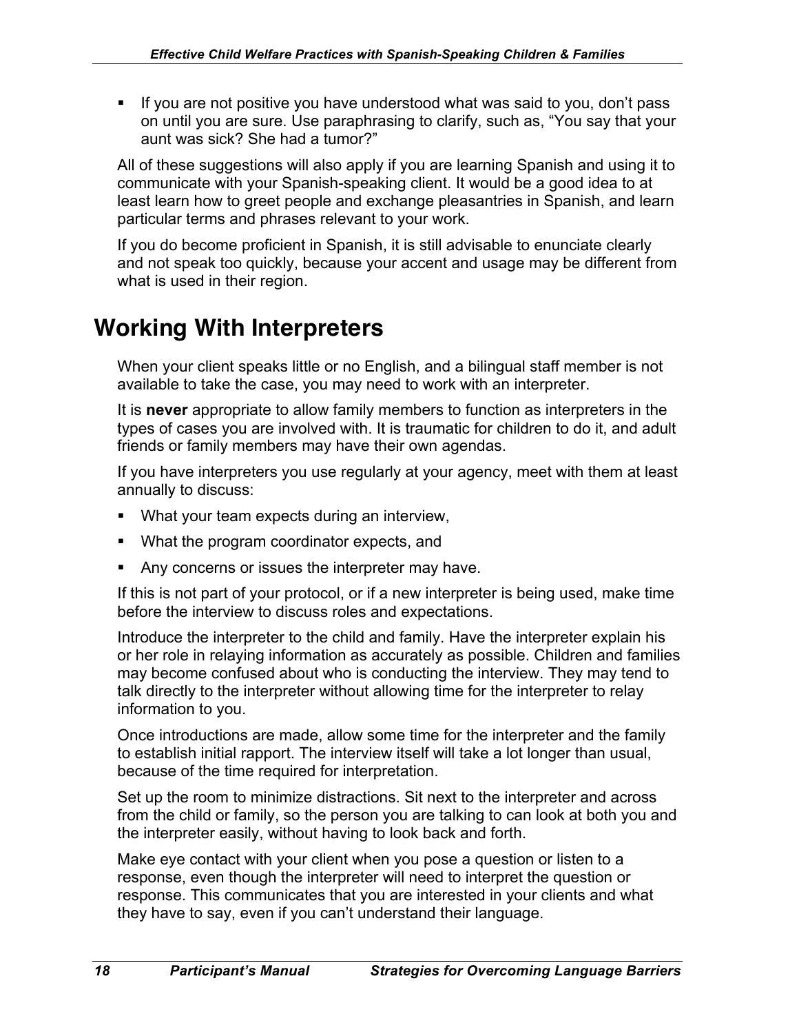- If you are not positive you have understood what was said to you, don't pass on until you are sure. Use paraphrasing to clarify, such as, "You say that your aunt was sick? She had a tumor?"

All of these suggestions will also apply if you are learning Spanish and using it to communicate with your Spanish-speaking client. It would be a good idea to at least learn how to greet people and exchange pleasantries in Spanish, and learn particular terms and phrases relevant to your work.

If you do become proficient in Spanish, it is still advisable to enunciate clearly and not speak too quickly, because your accent and usage may be different from what is used in their region.

# Working With Interpreters

When your client speaks little or no English, and a bilingual staff member is not available to take the case, you may need to work with an interpreter.

It is **never** appropriate to allow family members to function as interpreters in the types of cases you are involved with. It is traumatic for children to do it, and adult friends or family members may have their own agendas.

If you have interpreters you use regularly at your agency, meet with them at least annually to discuss:

- What your team expects during an interview,
- What the program coordinator expects, and
- Any concerns or issues the interpreter may have.

If this is not part of your protocol, or if a new interpreter is being used, make time before the interview to discuss roles and expectations.

Introduce the interpreter to the child and family. Have the interpreter explain his or her role in relaying information as accurately as possible. Children and families may become confused about who is conducting the interview. They may tend to talk directly to the interpreter without allowing time for the interpreter to relay information to you.

Once introductions are made, allow some time for the interpreter and the family to establish initial rapport. The interview itself will take a lot longer than usual, because of the time required for interpretation.

Set up the room to minimize distractions. Sit next to the interpreter and across from the child or family, so the person you are talking to can look at both you and the interpreter easily, without having to look back and forth.

Make eye contact with your client when you pose a question or listen to a response, even though the interpreter will need to interpret the question or response. This communicates that you are interested in your clients and what they have to say, even if you can't understand their language.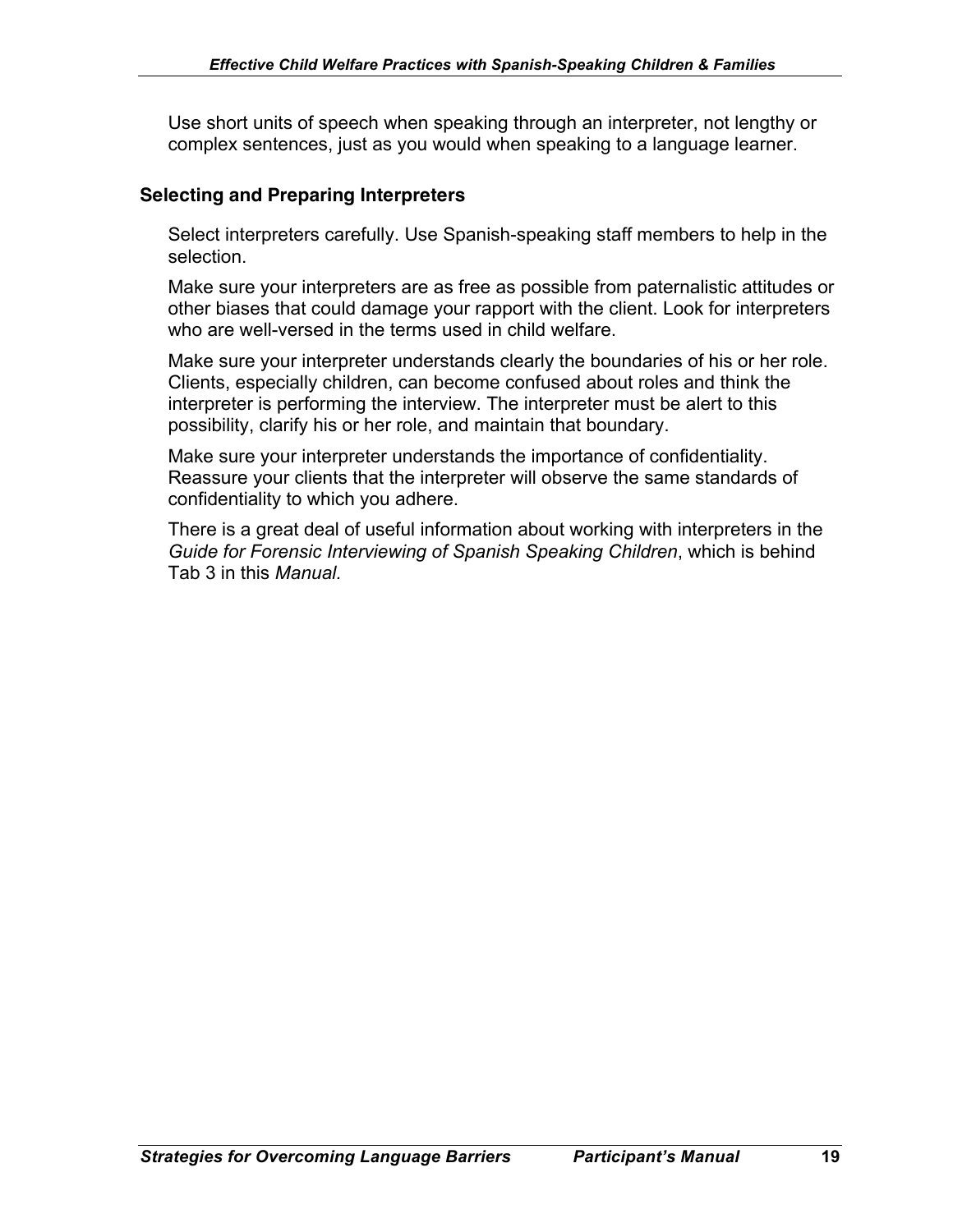Use short units of speech when speaking through an interpreter, not lengthy or complex sentences, just as you would when speaking to a language learner.

### Selecting and Preparing Interpreters

Select interpreters carefully. Use Spanish-speaking staff members to help in the selection.

Make sure your interpreters are as free as possible from paternalistic attitudes or other biases that could damage your rapport with the client. Look for interpreters who are well-versed in the terms used in child welfare.

Make sure your interpreter understands clearly the boundaries of his or her role. Clients, especially children, can become confused about roles and think the interpreter is performing the interview. The interpreter must be alert to this possibility, clarify his or her role, and maintain that boundary.

Make sure your interpreter understands the importance of confidentiality. Reassure your clients that the interpreter will observe the same standards of confidentiality to which you adhere.

There is a great deal of useful information about working with interpreters in the *Guide for Forensic Interviewing of Spanish Speaking Children*, which is behind Tab 3 in this *Manual.*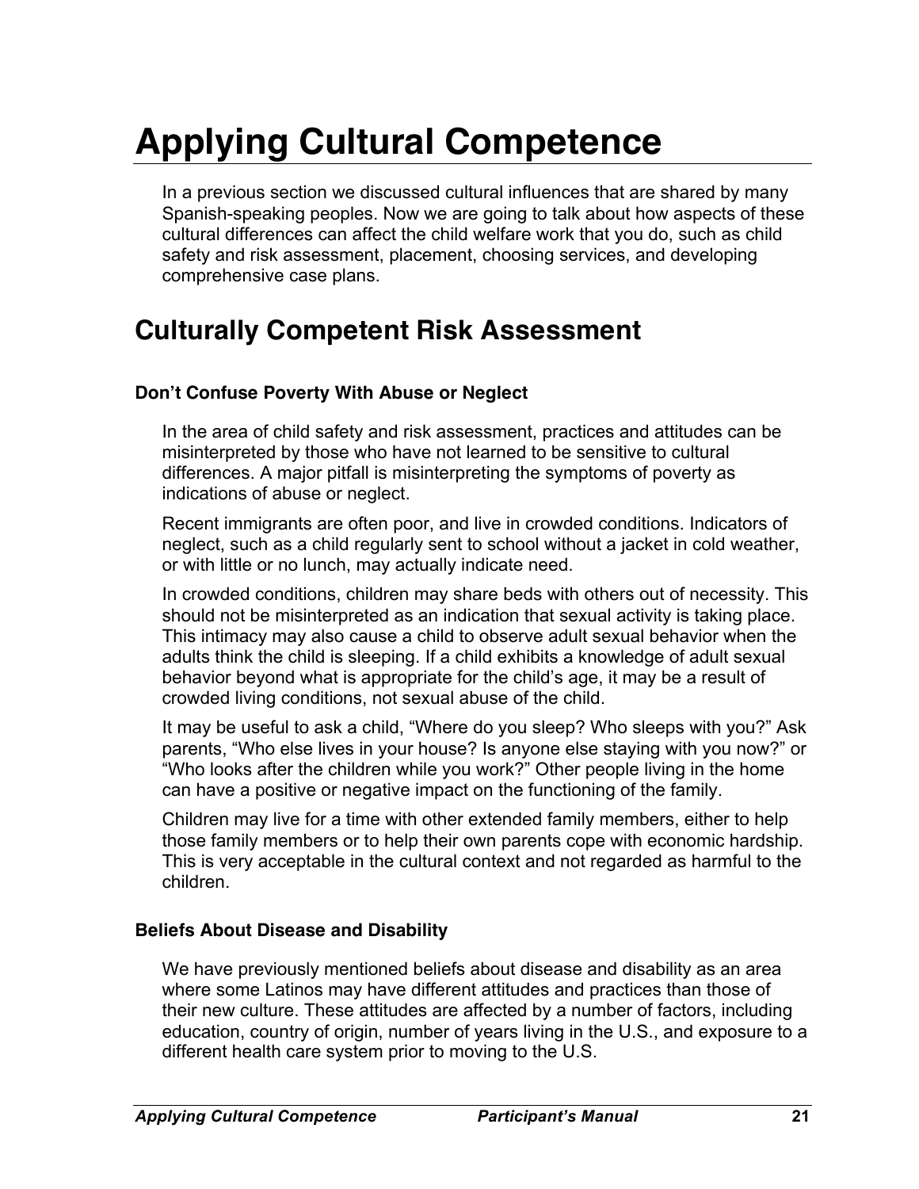# Applying Cultural Competence

In a previous section we discussed cultural influences that are shared by many Spanish-speaking peoples. Now we are going to talk about how aspects of these cultural differences can affect the child welfare work that you do, such as child safety and risk assessment, placement, choosing services, and developing comprehensive case plans.

## Culturally Competent Risk Assessment

### Don't Confuse Poverty With Abuse or Neglect

In the area of child safety and risk assessment, practices and attitudes can be misinterpreted by those who have not learned to be sensitive to cultural differences. A major pitfall is misinterpreting the symptoms of poverty as indications of abuse or neglect.

Recent immigrants are often poor, and live in crowded conditions. Indicators of neglect, such as a child regularly sent to school without a jacket in cold weather, or with little or no lunch, may actually indicate need.

In crowded conditions, children may share beds with others out of necessity. This should not be misinterpreted as an indication that sexual activity is taking place. This intimacy may also cause a child to observe adult sexual behavior when the adults think the child is sleeping. If a child exhibits a knowledge of adult sexual behavior beyond what is appropriate for the child's age, it may be a result of crowded living conditions, not sexual abuse of the child.

It may be useful to ask a child, "Where do you sleep? Who sleeps with you?" Ask parents, "Who else lives in your house? Is anyone else staying with you now?" or "Who looks after the children while you work?" Other people living in the home can have a positive or negative impact on the functioning of the family.

Children may live for a time with other extended family members, either to help those family members or to help their own parents cope with economic hardship. This is very acceptable in the cultural context and not regarded as harmful to the children.

### Beliefs About Disease and Disability

We have previously mentioned beliefs about disease and disability as an area where some Latinos may have different attitudes and practices than those of their new culture. These attitudes are affected by a number of factors, including education, country of origin, number of years living in the U.S., and exposure to a different health care system prior to moving to the U.S.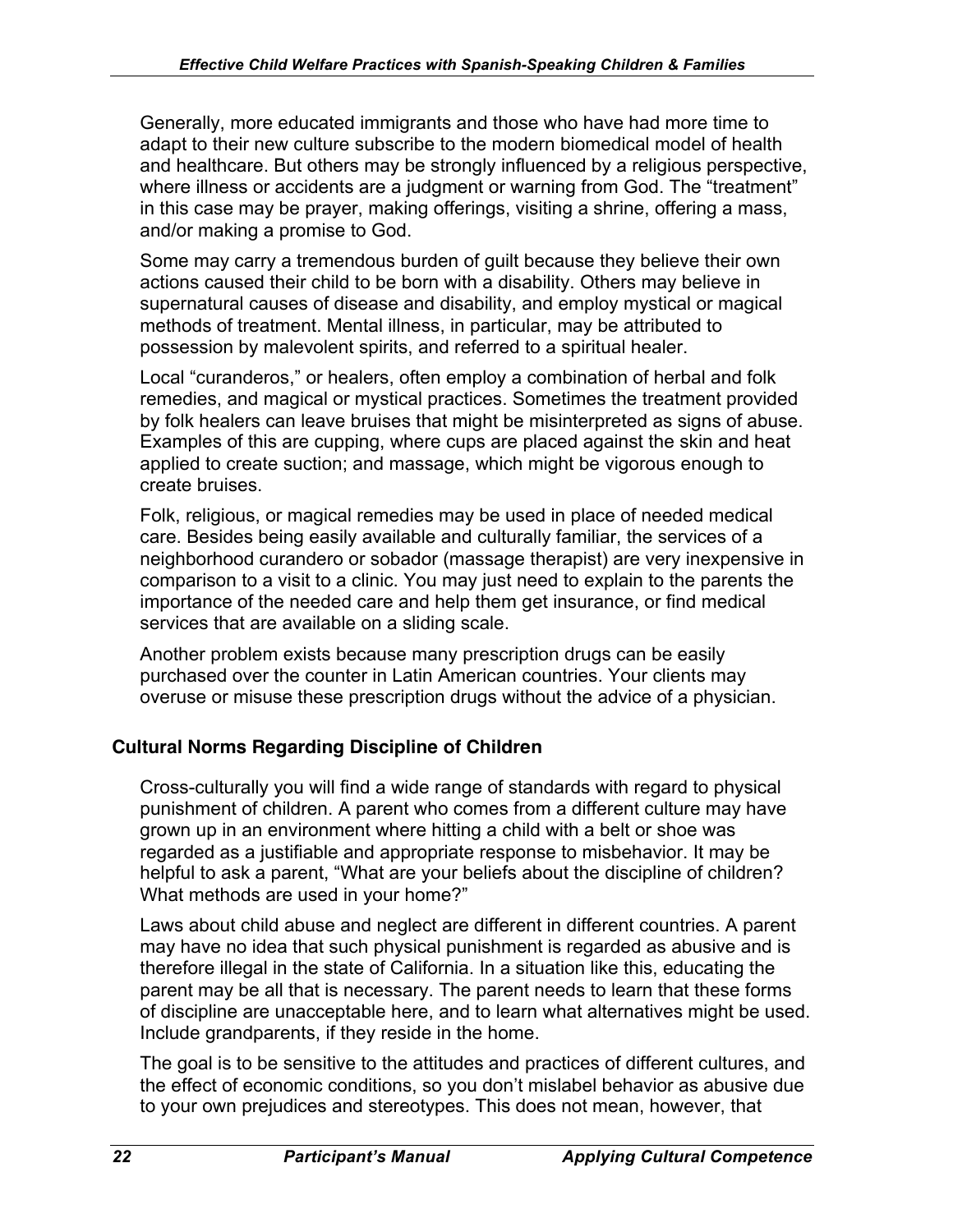Generally, more educated immigrants and those who have had more time to adapt to their new culture subscribe to the modern biomedical model of health and healthcare. But others may be strongly influenced by a religious perspective, where illness or accidents are a judgment or warning from God. The "treatment" in this case may be prayer, making offerings, visiting a shrine, offering a mass, and/or making a promise to God.

Some may carry a tremendous burden of guilt because they believe their own actions caused their child to be born with a disability. Others may believe in supernatural causes of disease and disability, and employ mystical or magical methods of treatment. Mental illness, in particular, may be attributed to possession by malevolent spirits, and referred to a spiritual healer.

Local "curanderos," or healers, often employ a combination of herbal and folk remedies, and magical or mystical practices. Sometimes the treatment provided by folk healers can leave bruises that might be misinterpreted as signs of abuse. Examples of this are cupping, where cups are placed against the skin and heat applied to create suction; and massage, which might be vigorous enough to create bruises.

Folk, religious, or magical remedies may be used in place of needed medical care. Besides being easily available and culturally familiar, the services of a neighborhood curandero or sobador (massage therapist) are very inexpensive in comparison to a visit to a clinic. You may just need to explain to the parents the importance of the needed care and help them get insurance, or find medical services that are available on a sliding scale.

Another problem exists because many prescription drugs can be easily purchased over the counter in Latin American countries. Your clients may overuse or misuse these prescription drugs without the advice of a physician.

## Cultural Norms Regarding Discipline of Children

Cross-culturally you will find a wide range of standards with regard to physical punishment of children. A parent who comes from a different culture may have grown up in an environment where hitting a child with a belt or shoe was regarded as a justifiable and appropriate response to misbehavior. It may be helpful to ask a parent, "What are your beliefs about the discipline of children? What methods are used in your home?"

Laws about child abuse and neglect are different in different countries. A parent may have no idea that such physical punishment is regarded as abusive and is therefore illegal in the state of California. In a situation like this, educating the parent may be all that is necessary. The parent needs to learn that these forms of discipline are unacceptable here, and to learn what alternatives might be used. Include grandparents, if they reside in the home.

The goal is to be sensitive to the attitudes and practices of different cultures, and the effect of economic conditions, so you don't mislabel behavior as abusive due to your own prejudices and stereotypes. This does not mean, however, that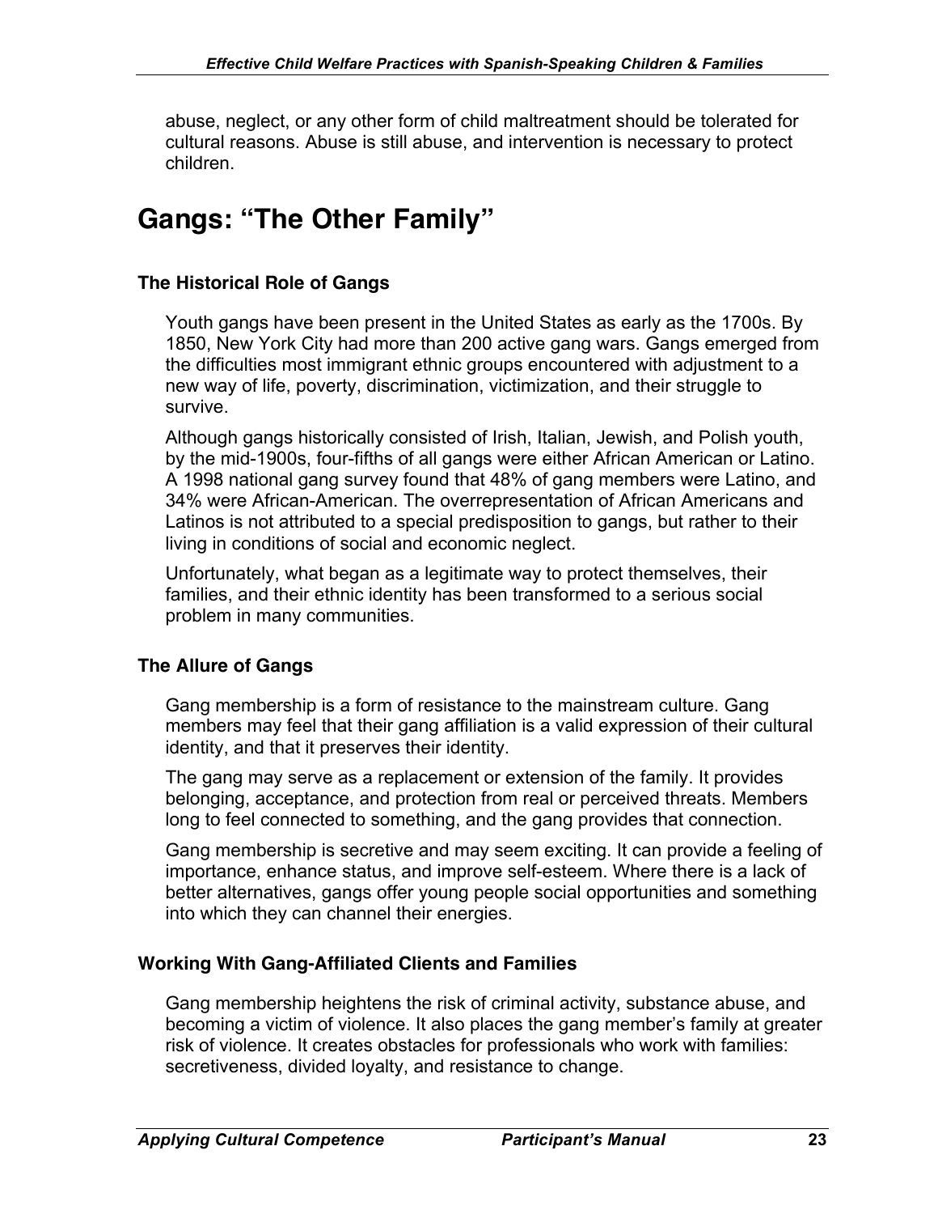abuse, neglect, or any other form of child maltreatment should be tolerated for cultural reasons. Abuse is still abuse, and intervention is necessary to protect children.

# Gangs: "The Other Family"

### The Historical Role of Gangs

Youth gangs have been present in the United States as early as the 1700s. By 1850, New York City had more than 200 active gang wars. Gangs emerged from the difficulties most immigrant ethnic groups encountered with adjustment to a new way of life, poverty, discrimination, victimization, and their struggle to survive.

Although gangs historically consisted of Irish, Italian, Jewish, and Polish youth, by the mid-1900s, four-fifths of all gangs were either African American or Latino. A 1998 national gang survey found that 48% of gang members were Latino, and 34% were African-American. The overrepresentation of African Americans and Latinos is not attributed to a special predisposition to gangs, but rather to their living in conditions of social and economic neglect.

Unfortunately, what began as a legitimate way to protect themselves, their families, and their ethnic identity has been transformed to a serious social problem in many communities.

### The Allure of Gangs

Gang membership is a form of resistance to the mainstream culture. Gang members may feel that their gang affiliation is a valid expression of their cultural identity, and that it preserves their identity.

The gang may serve as a replacement or extension of the family. It provides belonging, acceptance, and protection from real or perceived threats. Members long to feel connected to something, and the gang provides that connection.

Gang membership is secretive and may seem exciting. It can provide a feeling of importance, enhance status, and improve self-esteem. Where there is a lack of better alternatives, gangs offer young people social opportunities and something into which they can channel their energies.

### Working With Gang-Affiliated Clients and Families

Gang membership heightens the risk of criminal activity, substance abuse, and becoming a victim of violence. It also places the gang member's family at greater risk of violence. It creates obstacles for professionals who work with families: secretiveness, divided loyalty, and resistance to change.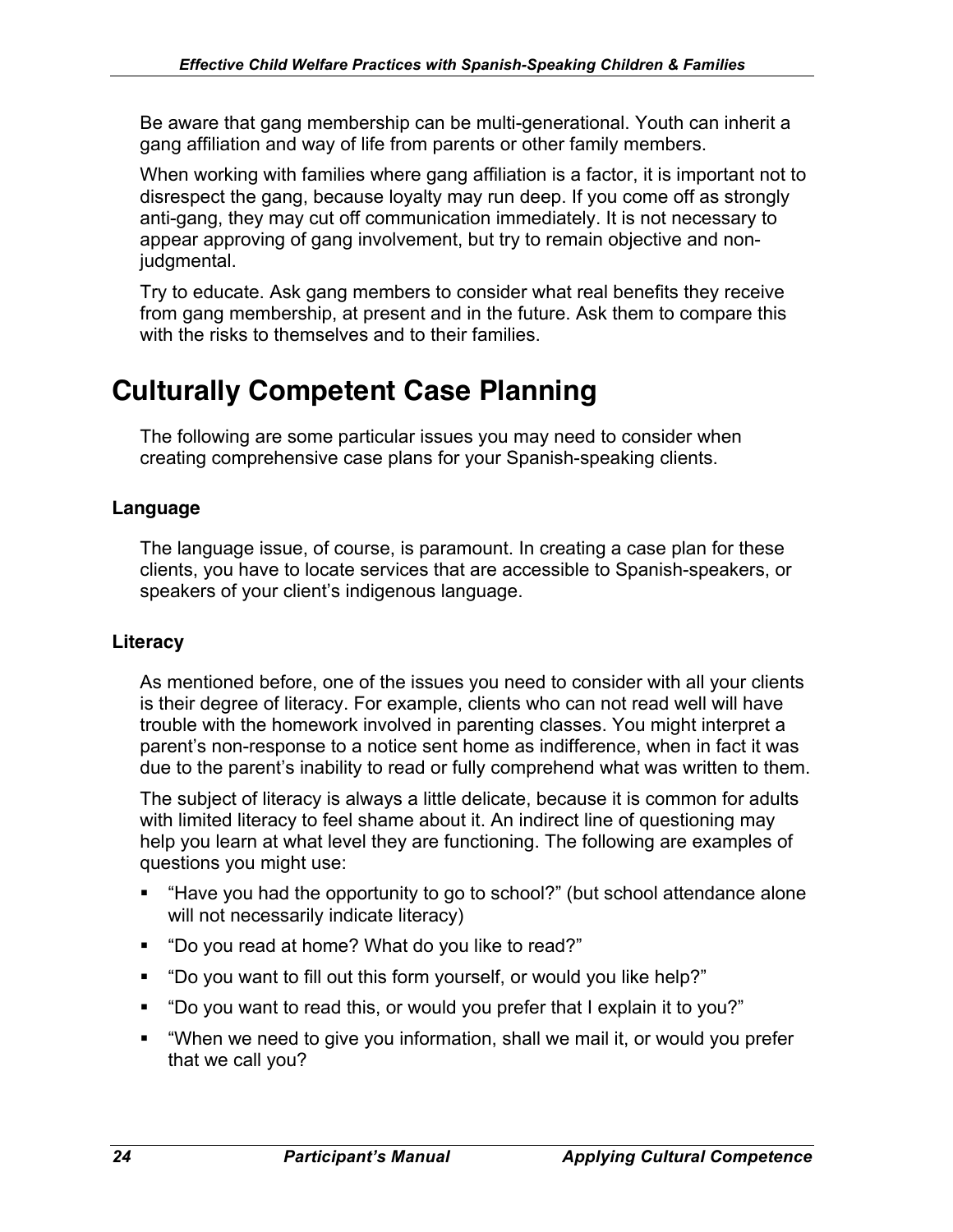Be aware that gang membership can be multi-generational. Youth can inherit a gang affiliation and way of life from parents or other family members.

When working with families where gang affiliation is a factor, it is important not to disrespect the gang, because loyalty may run deep. If you come off as strongly anti-gang, they may cut off communication immediately. It is not necessary to appear approving of gang involvement, but try to remain objective and non-judgmental.

Try to educate. Ask gang members to consider what real benefits they receive from gang membership, at present and in the future. Ask them to compare this with the risks to themselves and to their families.

# Culturally Competent Case Planning

The following are some particular issues you may need to consider when creating comprehensive case plans for your Spanish-speaking clients.

### Language

The language issue, of course, is paramount. In creating a case plan for these clients, you have to locate services that are accessible to Spanish-speakers, or speakers of your client's indigenous language.

### Literacy

As mentioned before, one of the issues you need to consider with all your clients is their degree of literacy. For example, clients who can not read well will have trouble with the homework involved in parenting classes. You might interpret a parent's non-response to a notice sent home as indifference, when in fact it was due to the parent's inability to read or fully comprehend what was written to them.

The subject of literacy is always a little delicate, because it is common for adults with limited literacy to feel shame about it. An indirect line of questioning may help you learn at what level they are functioning. The following are examples of questions you might use:

- "Have you had the opportunity to go to school?" (but school attendance alone will not necessarily indicate literacy)
- "Do you read at home? What do you like to read?"
- "Do you want to fill out this form yourself, or would you like help?"
- "Do you want to read this, or would you prefer that I explain it to you?"
- "When we need to give you information, shall we mail it, or would you prefer that we call you?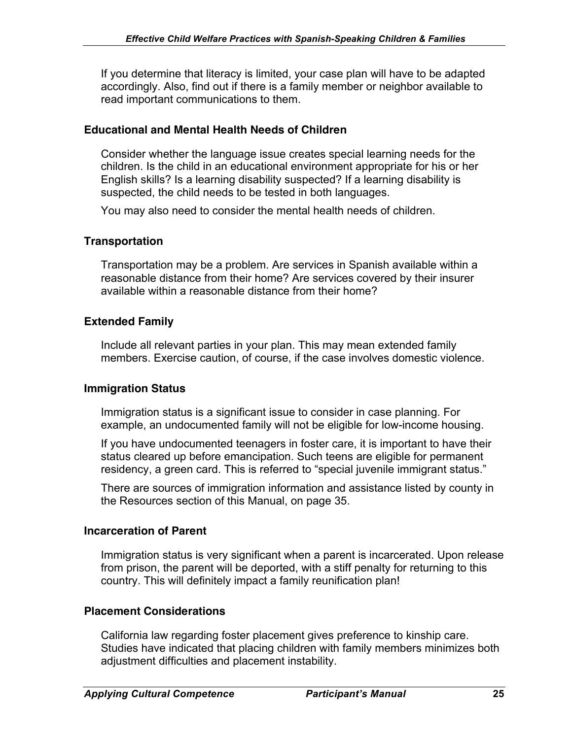If you determine that literacy is limited, your case plan will have to be adapted accordingly. Also, find out if there is a family member or neighbor available to read important communications to them.

### Educational and Mental Health Needs of Children

Consider whether the language issue creates special learning needs for the children. Is the child in an educational environment appropriate for his or her English skills? Is a learning disability suspected? If a learning disability is suspected, the child needs to be tested in both languages.

You may also need to consider the mental health needs of children.

### Transportation

Transportation may be a problem. Are services in Spanish available within a reasonable distance from their home? Are services covered by their insurer available within a reasonable distance from their home?

### Extended Family

Include all relevant parties in your plan. This may mean extended family members. Exercise caution, of course, if the case involves domestic violence.

### Immigration Status

Immigration status is a significant issue to consider in case planning. For example, an undocumented family will not be eligible for low-income housing.

If you have undocumented teenagers in foster care, it is important to have their status cleared up before emancipation. Such teens are eligible for permanent residency, a green card. This is referred to "special juvenile immigrant status."

There are sources of immigration information and assistance listed by county in the Resources section of this Manual, on page 35.

### Incarceration of Parent

Immigration status is very significant when a parent is incarcerated. Upon release from prison, the parent will be deported, with a stiff penalty for returning to this country. This will definitely impact a family reunification plan!

### Placement Considerations

California law regarding foster placement gives preference to kinship care. Studies have indicated that placing children with family members minimizes both adjustment difficulties and placement instability.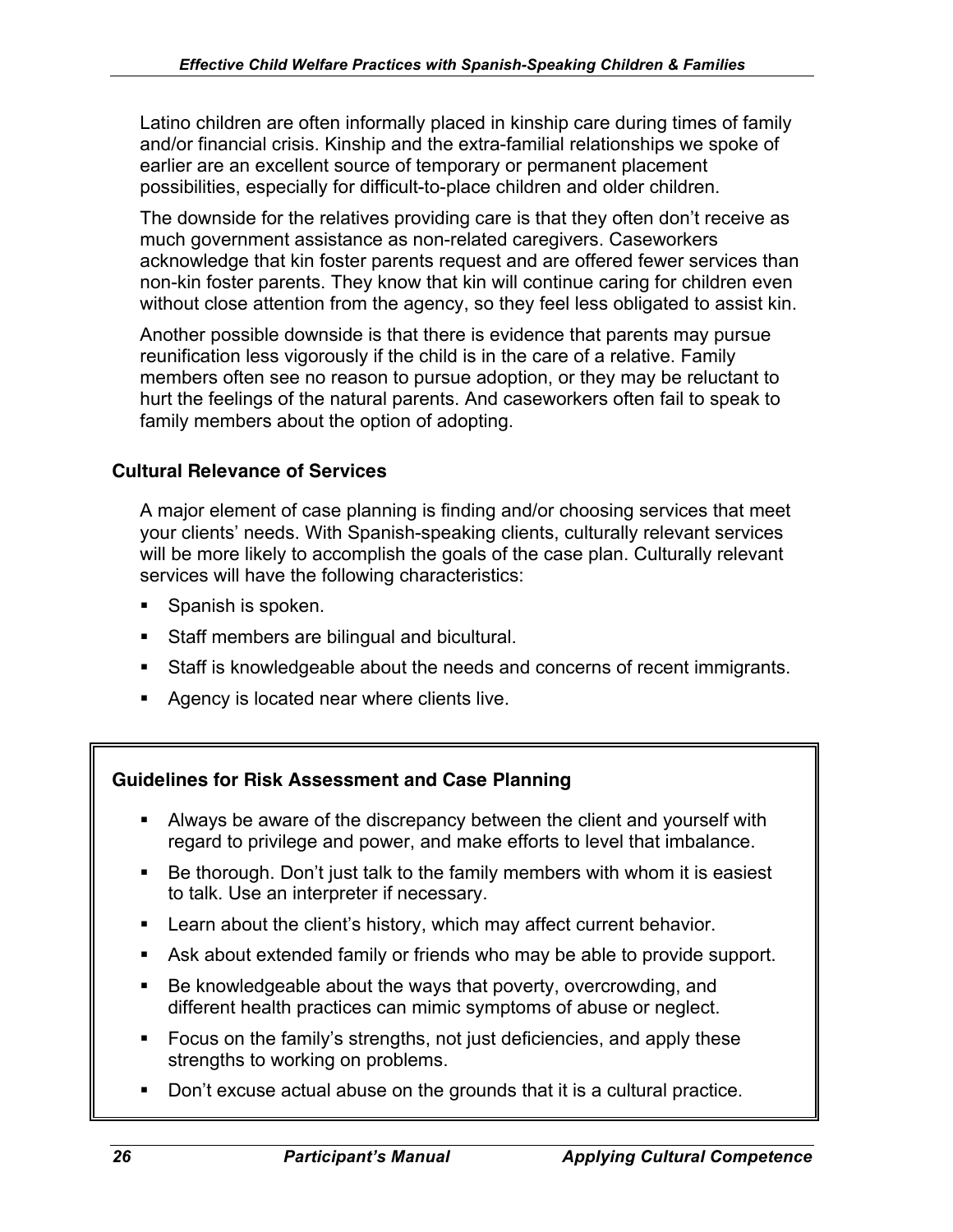Latino children are often informally placed in kinship care during times of family and/or financial crisis. Kinship and the extra-familial relationships we spoke of earlier are an excellent source of temporary or permanent placement possibilities, especially for difficult-to-place children and older children.

The downside for the relatives providing care is that they often don't receive as much government assistance as non-related caregivers. Caseworkers acknowledge that kin foster parents request and are offered fewer services than non-kin foster parents. They know that kin will continue caring for children even without close attention from the agency, so they feel less obligated to assist kin.

Another possible downside is that there is evidence that parents may pursue reunification less vigorously if the child is in the care of a relative. Family members often see no reason to pursue adoption, or they may be reluctant to hurt the feelings of the natural parents. And caseworkers often fail to speak to family members about the option of adopting.

### Cultural Relevance of Services

A major element of case planning is finding and/or choosing services that meet your clients' needs. With Spanish-speaking clients, culturally relevant services will be more likely to accomplish the goals of the case plan. Culturally relevant services will have the following characteristics:

- Spanish is spoken.
- Staff members are bilingual and bicultural.
- Staff is knowledgeable about the needs and concerns of recent immigrants.
- Agency is located near where clients live.

### Guidelines for Risk Assessment and Case Planning

- Always be aware of the discrepancy between the client and yourself with regard to privilege and power, and make efforts to level that imbalance.
- Be thorough. Don't just talk to the family members with whom it is easiest to talk. Use an interpreter if necessary.
- Learn about the client's history, which may affect current behavior.
- Ask about extended family or friends who may be able to provide support.
- Be knowledgeable about the ways that poverty, overcrowding, and different health practices can mimic symptoms of abuse or neglect.
- Focus on the family's strengths, not just deficiencies, and apply these strengths to working on problems.
- Don't excuse actual abuse on the grounds that it is a cultural practice.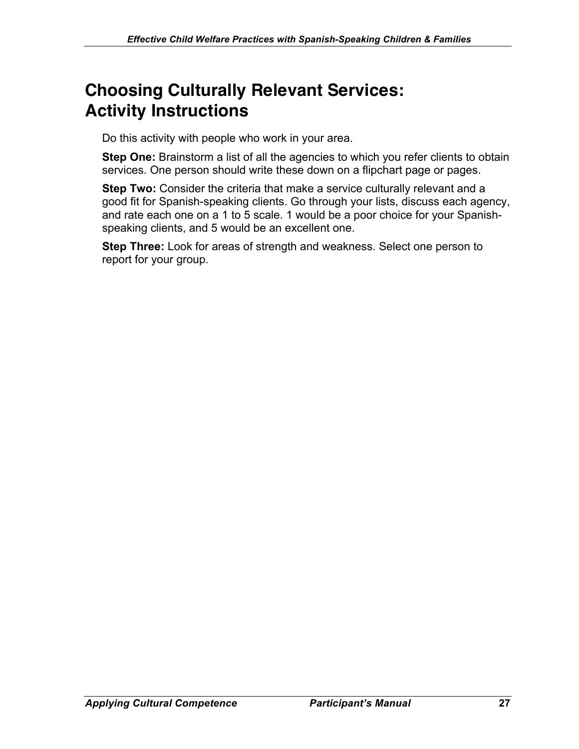# Choosing Culturally Relevant Services: Activity Instructions

Do this activity with people who work in your area.

**Step One:** Brainstorm a list of all the agencies to which you refer clients to obtain services. One person should write these down on a flipchart page or pages.

**Step Two:** Consider the criteria that make a service culturally relevant and a good fit for Spanish-speaking clients. Go through your lists, discuss each agency, and rate each one on a 1 to 5 scale. 1 would be a poor choice for your Spanish-speaking clients, and 5 would be an excellent one.

**Step Three:** Look for areas of strength and weakness. Select one person to report for your group.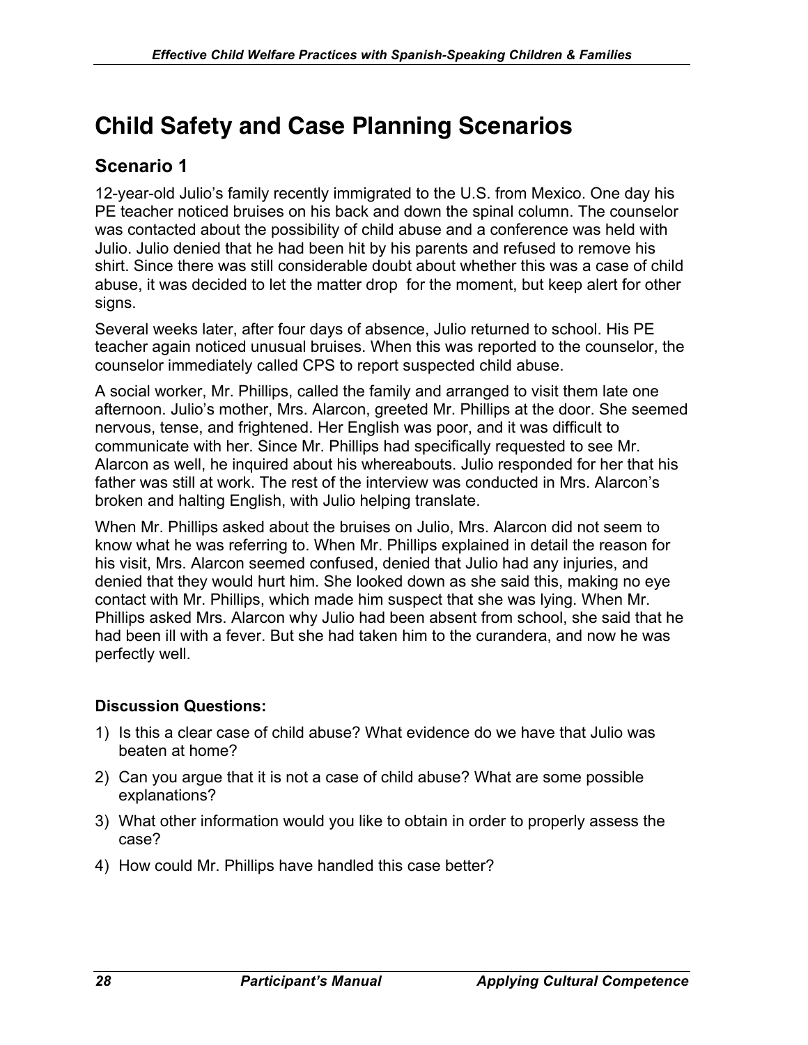# Child Safety and Case Planning Scenarios

## Scenario 1

12-year-old Julio's family recently immigrated to the U.S. from Mexico. One day his PE teacher noticed bruises on his back and down the spinal column. The counselor was contacted about the possibility of child abuse and a conference was held with Julio. Julio denied that he had been hit by his parents and refused to remove his shirt. Since there was still considerable doubt about whether this was a case of child abuse, it was decided to let the matter drop for the moment, but keep alert for other signs.

Several weeks later, after four days of absence, Julio returned to school. His PE teacher again noticed unusual bruises. When this was reported to the counselor, the counselor immediately called CPS to report suspected child abuse.

A social worker, Mr. Phillips, called the family and arranged to visit them late one afternoon. Julio's mother, Mrs. Alarcon, greeted Mr. Phillips at the door. She seemed nervous, tense, and frightened. Her English was poor, and it was difficult to communicate with her. Since Mr. Phillips had specifically requested to see Mr. Alarcon as well, he inquired about his whereabouts. Julio responded for her that his father was still at work. The rest of the interview was conducted in Mrs. Alarcon's broken and halting English, with Julio helping translate.

When Mr. Phillips asked about the bruises on Julio, Mrs. Alarcon did not seem to know what he was referring to. When Mr. Phillips explained in detail the reason for his visit, Mrs. Alarcon seemed confused, denied that Julio had any injuries, and denied that they would hurt him. She looked down as she said this, making no eye contact with Mr. Phillips, which made him suspect that she was lying. When Mr. Phillips asked Mrs. Alarcon why Julio had been absent from school, she said that he had been ill with a fever. But she had taken him to the curandera, and now he was perfectly well.

**Discussion Questions:**

1) Is this a clear case of child abuse? What evidence do we have that Julio was beaten at home?
2) Can you argue that it is not a case of child abuse? What are some possible explanations?
3) What other information would you like to obtain in order to properly assess the case?
4) How could Mr. Phillips have handled this case better?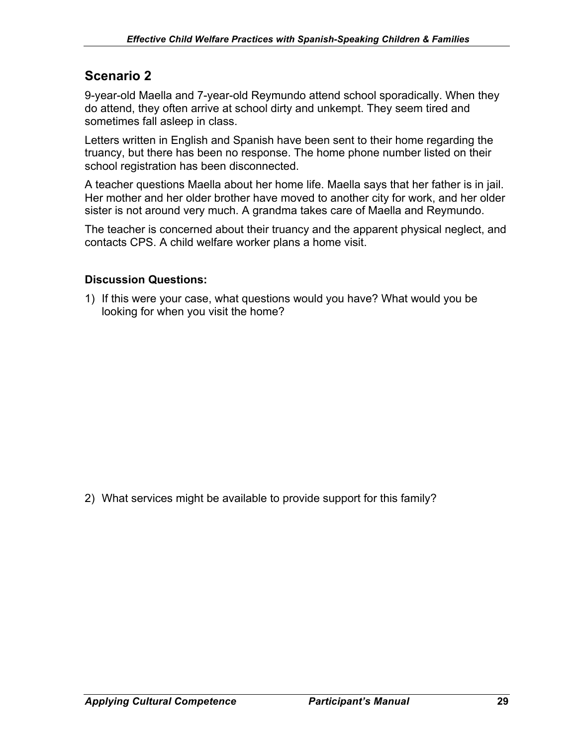## Scenario 2

9-year-old Maella and 7-year-old Reymundo attend school sporadically. When they do attend, they often arrive at school dirty and unkempt. They seem tired and sometimes fall asleep in class.

Letters written in English and Spanish have been sent to their home regarding the truancy, but there has been no response. The home phone number listed on their school registration has been disconnected.

A teacher questions Maella about her home life. Maella says that her father is in jail. Her mother and her older brother have moved to another city for work, and her older sister is not around very much. A grandma takes care of Maella and Reymundo.

The teacher is concerned about their truancy and the apparent physical neglect, and contacts CPS. A child welfare worker plans a home visit.

**Discussion Questions:**

1) If this were your case, what questions would you have? What would you be looking for when you visit the home?

2) What services might be available to provide support for this family?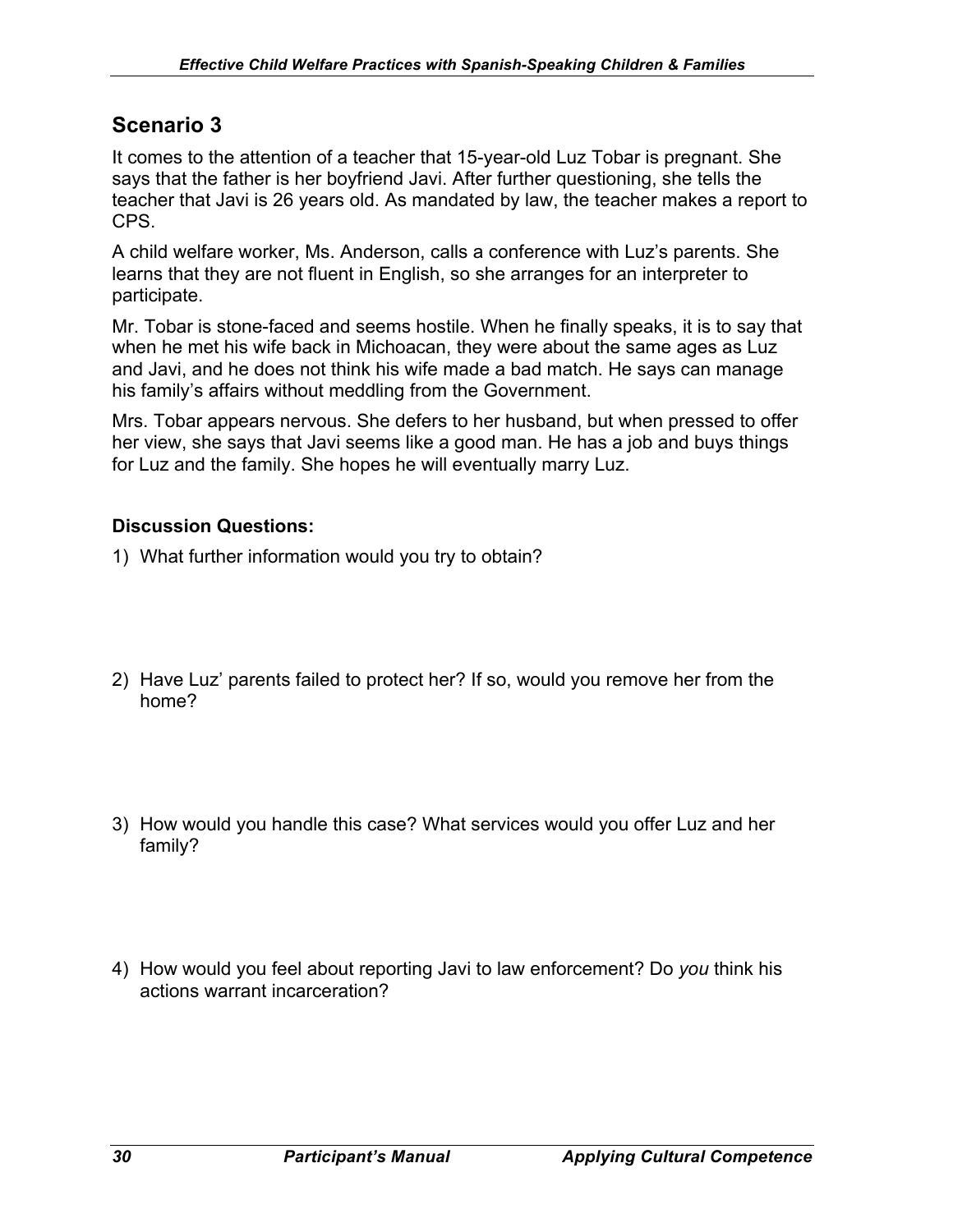## Scenario 3

It comes to the attention of a teacher that 15-year-old Luz Tobar is pregnant. She says that the father is her boyfriend Javi. After further questioning, she tells the teacher that Javi is 26 years old. As mandated by law, the teacher makes a report to CPS.

A child welfare worker, Ms. Anderson, calls a conference with Luz's parents. She learns that they are not fluent in English, so she arranges for an interpreter to participate.

Mr. Tobar is stone-faced and seems hostile. When he finally speaks, it is to say that when he met his wife back in Michoacan, they were about the same ages as Luz and Javi, and he does not think his wife made a bad match. He says can manage his family's affairs without meddling from the Government.

Mrs. Tobar appears nervous. She defers to her husband, but when pressed to offer her view, she says that Javi seems like a good man. He has a job and buys things for Luz and the family. She hopes he will eventually marry Luz.

**Discussion Questions:**

1) What further information would you try to obtain?

2) Have Luz' parents failed to protect her? If so, would you remove her from the home?

3) How would you handle this case? What services would you offer Luz and her family?

4) How would you feel about reporting Javi to law enforcement? Do *you* think his actions warrant incarceration?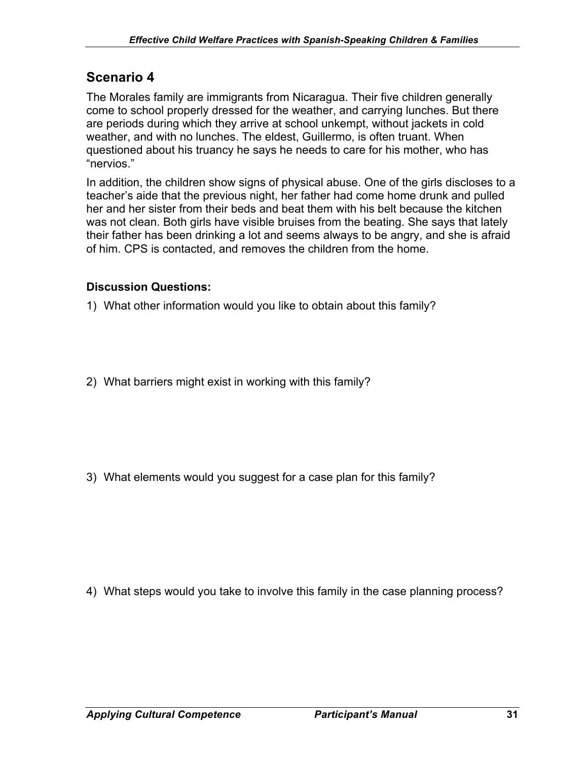## Scenario 4

The Morales family are immigrants from Nicaragua. Their five children generally come to school properly dressed for the weather, and carrying lunches. But there are periods during which they arrive at school unkempt, without jackets in cold weather, and with no lunches. The eldest, Guillermo, is often truant. When questioned about his truancy he says he needs to care for his mother, who has "nervios."

In addition, the children show signs of physical abuse. One of the girls discloses to a teacher's aide that the previous night, her father had come home drunk and pulled her and her sister from their beds and beat them with his belt because the kitchen was not clean. Both girls have visible bruises from the beating. She says that lately their father has been drinking a lot and seems always to be angry, and she is afraid of him. CPS is contacted, and removes the children from the home.

**Discussion Questions:**

1) What other information would you like to obtain about this family?

2) What barriers might exist in working with this family?

3) What elements would you suggest for a case plan for this family?

4) What steps would you take to involve this family in the case planning process?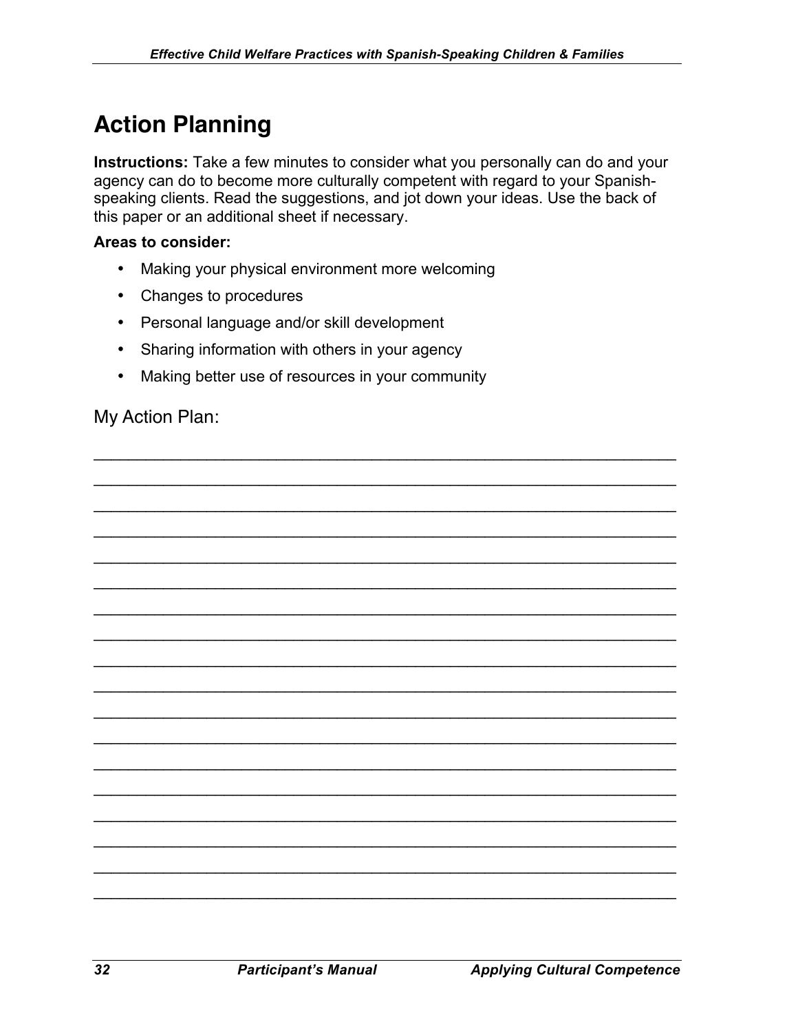# Action Planning

**Instructions:** Take a few minutes to consider what you personally can do and your agency can do to become more culturally competent with regard to your Spanish-speaking clients. Read the suggestions, and jot down your ideas. Use the back of this paper or an additional sheet if necessary.

**Areas to consider:**

- Making your physical environment more welcoming
- Changes to procedures
- Personal language and/or skill development
- Sharing information with others in your agency
- Making better use of resources in your community

My Action Plan:

______________________________________________________________________
______________________________________________________________________
______________________________________________________________________
______________________________________________________________________
______________________________________________________________________
______________________________________________________________________
______________________________________________________________________
______________________________________________________________________
______________________________________________________________________
______________________________________________________________________
______________________________________________________________________
______________________________________________________________________
______________________________________________________________________
______________________________________________________________________
______________________________________________________________________
______________________________________________________________________
______________________________________________________________________
______________________________________________________________________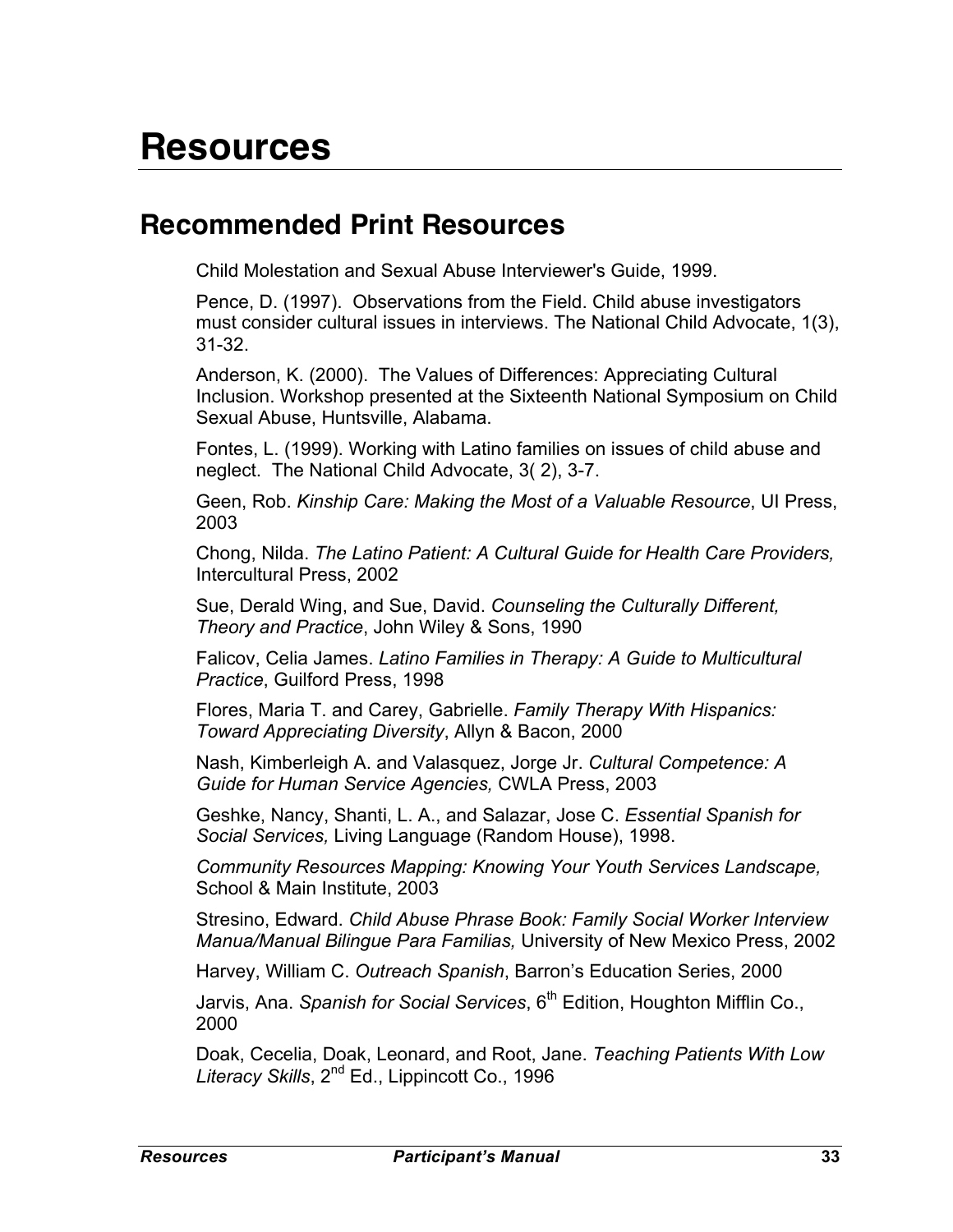# Resources

## Recommended Print Resources

Child Molestation and Sexual Abuse Interviewer's Guide, 1999.

Pence, D. (1997). Observations from the Field. Child abuse investigators must consider cultural issues in interviews. The National Child Advocate, 1(3), 31-32.

Anderson, K. (2000). The Values of Differences: Appreciating Cultural Inclusion. Workshop presented at the Sixteenth National Symposium on Child Sexual Abuse, Huntsville, Alabama.

Fontes, L. (1999). Working with Latino families on issues of child abuse and neglect. The National Child Advocate, 3( 2), 3-7.

Geen, Rob. *Kinship Care: Making the Most of a Valuable Resource*, UI Press, 2003

Chong, Nilda. *The Latino Patient: A Cultural Guide for Health Care Providers,* Intercultural Press, 2002

Sue, Derald Wing, and Sue, David. *Counseling the Culturally Different, Theory and Practice*, John Wiley & Sons, 1990

Falicov, Celia James. *Latino Families in Therapy: A Guide to Multicultural Practice*, Guilford Press, 1998

Flores, Maria T. and Carey, Gabrielle. *Family Therapy With Hispanics: Toward Appreciating Diversity*, Allyn & Bacon, 2000

Nash, Kimberleigh A. and Valasquez, Jorge Jr. *Cultural Competence: A Guide for Human Service Agencies,* CWLA Press, 2003

Geshke, Nancy, Shanti, L. A., and Salazar, Jose C. *Essential Spanish for Social Services,* Living Language (Random House), 1998.

*Community Resources Mapping: Knowing Your Youth Services Landscape,* School & Main Institute, 2003

Stresino, Edward. *Child Abuse Phrase Book: Family Social Worker Interview Manua/Manual Bilingue Para Familias,* University of New Mexico Press, 2002

Harvey, William C. *Outreach Spanish*, Barron's Education Series, 2000

Jarvis, Ana. *Spanish for Social Services*, 6th Edition, Houghton Mifflin Co., 2000

Doak, Cecelia, Doak, Leonard, and Root, Jane. *Teaching Patients With Low Literacy Skills*, 2nd Ed., Lippincott Co., 1996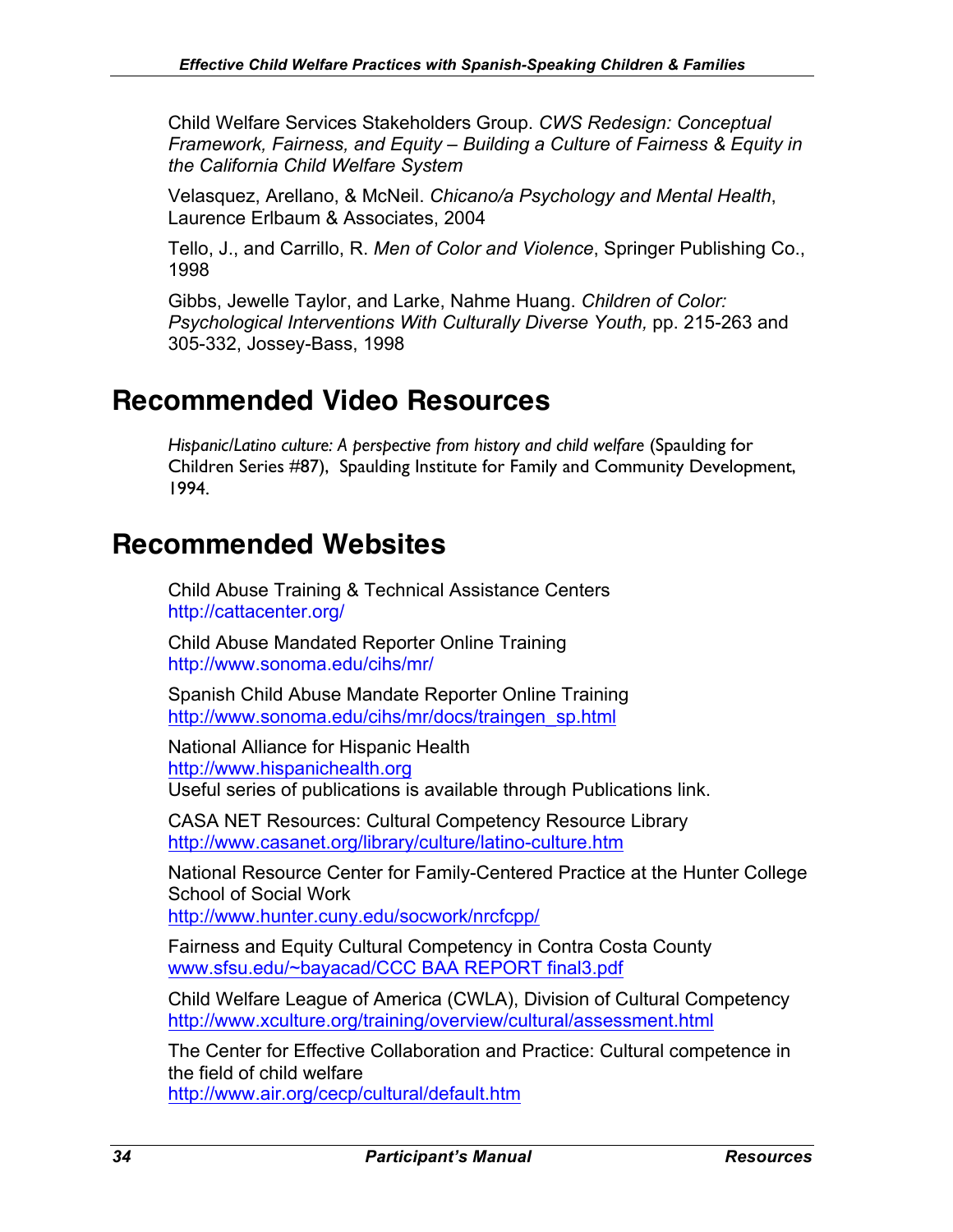Child Welfare Services Stakeholders Group. *CWS Redesign: Conceptual Framework, Fairness, and Equity – Building a Culture of Fairness & Equity in the California Child Welfare System*

Velasquez, Arellano, & McNeil. *Chicano/a Psychology and Mental Health*, Laurence Erlbaum & Associates, 2004

Tello, J., and Carrillo, R. *Men of Color and Violence*, Springer Publishing Co., 1998

Gibbs, Jewelle Taylor, and Larke, Nahme Huang. *Children of Color: Psychological Interventions With Culturally Diverse Youth,* pp. 215-263 and 305-332, Jossey-Bass, 1998

# Recommended Video Resources

*Hispanic/Latino culture: A perspective from history and child welfare* (Spaulding for Children Series #87), Spaulding Institute for Family and Community Development, 1994.

# Recommended Websites

Child Abuse Training & Technical Assistance Centers
http://cattacenter.org/

Child Abuse Mandated Reporter Online Training
http://www.sonoma.edu/cihs/mr/

Spanish Child Abuse Mandate Reporter Online Training
http://www.sonoma.edu/cihs/mr/docs/traingen_sp.html

National Alliance for Hispanic Health
http://www.hispanichealth.org
Useful series of publications is available through Publications link.

CASA NET Resources: Cultural Competency Resource Library
http://www.casanet.org/library/culture/latino-culture.htm

National Resource Center for Family-Centered Practice at the Hunter College School of Social Work
http://www.hunter.cuny.edu/socwork/nrcfcpp/

Fairness and Equity Cultural Competency in Contra Costa County
www.sfsu.edu/~bayacad/CCC BAA REPORT final3.pdf

Child Welfare League of America (CWLA), Division of Cultural Competency
http://www.xculture.org/training/overview/cultural/assessment.html

The Center for Effective Collaboration and Practice: Cultural competence in the field of child welfare
http://www.air.org/cecp/cultural/default.htm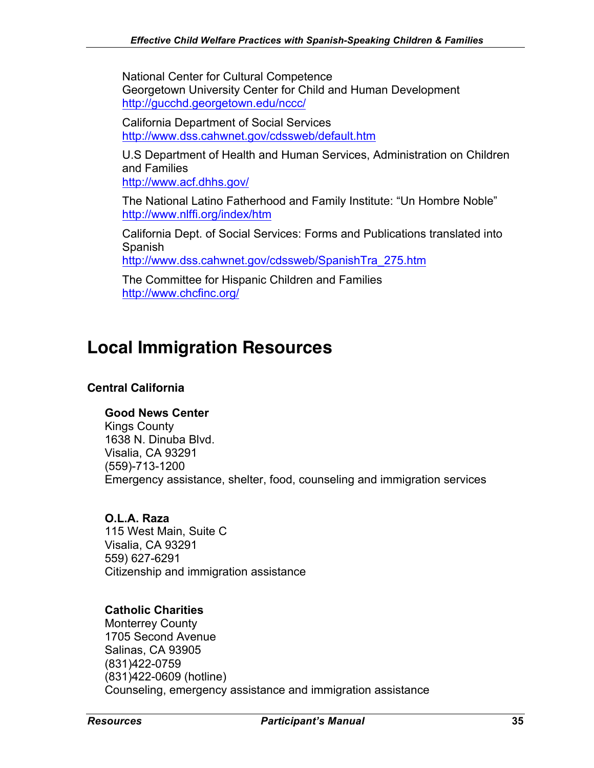National Center for Cultural Competence
Georgetown University Center for Child and Human Development
http://gucchd.georgetown.edu/nccc/

California Department of Social Services
http://www.dss.cahwnet.gov/cdssweb/default.htm

U.S Department of Health and Human Services, Administration on Children and Families
http://www.acf.dhhs.gov/

The National Latino Fatherhood and Family Institute: "Un Hombre Noble"
http://www.nlffi.org/index/htm

California Dept. of Social Services: Forms and Publications translated into Spanish
http://www.dss.cahwnet.gov/cdssweb/SpanishTra_275.htm

The Committee for Hispanic Children and Families
http://www.chcfinc.org/

## Local Immigration Resources

### Central California

**Good News Center**
Kings County
1638 N. Dinuba Blvd.
Visalia, CA 93291
(559)-713-1200
Emergency assistance, shelter, food, counseling and immigration services

**O.L.A. Raza**
115 West Main, Suite C
Visalia, CA 93291
559) 627-6291
Citizenship and immigration assistance

**Catholic Charities**
Monterrey County
1705 Second Avenue
Salinas, CA 93905
(831)422-0759
(831)422-0609 (hotline)
Counseling, emergency assistance and immigration assistance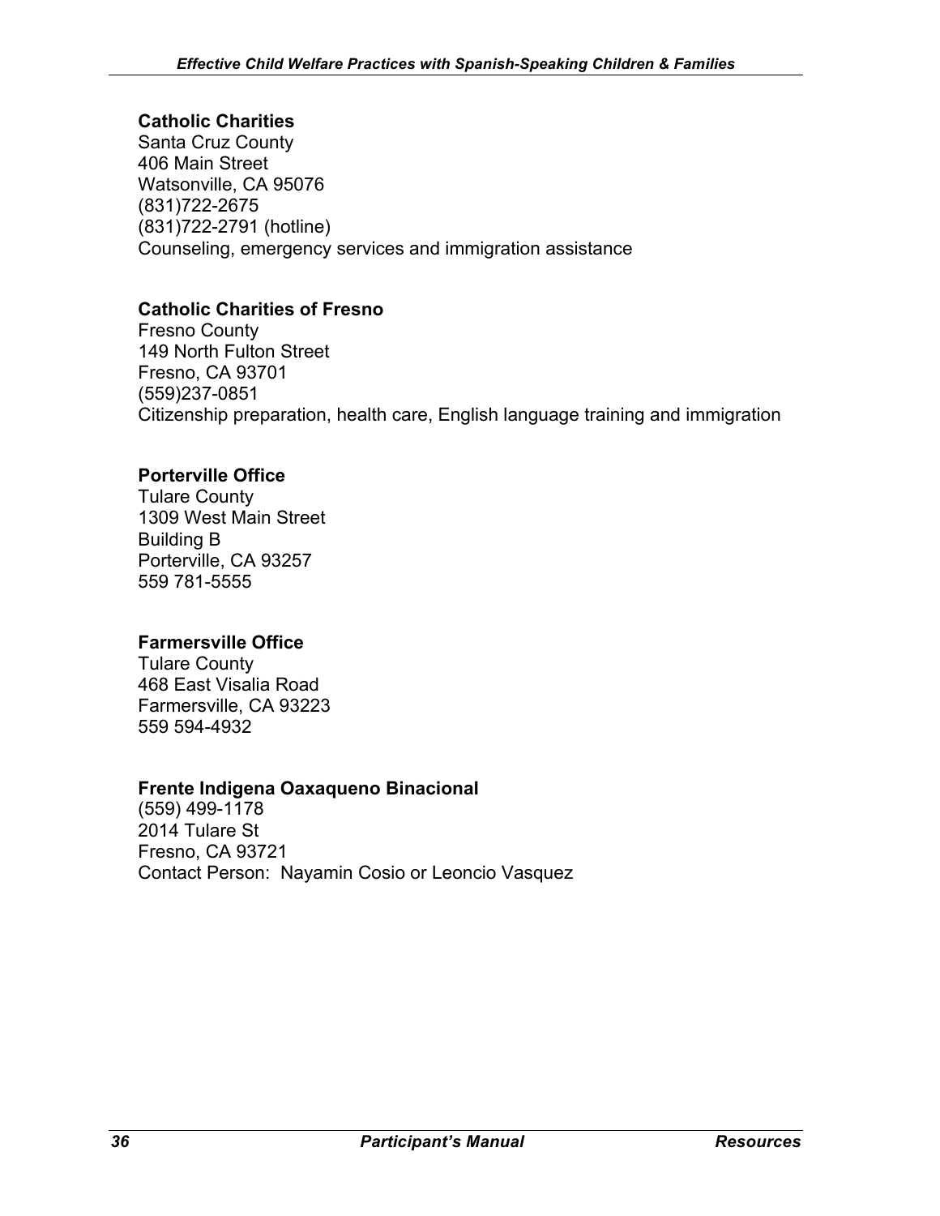**Catholic Charities**
Santa Cruz County
406 Main Street
Watsonville, CA 95076
(831)722-2675
(831)722-2791 (hotline)
Counseling, emergency services and immigration assistance

**Catholic Charities of Fresno**
Fresno County
149 North Fulton Street
Fresno, CA 93701
(559)237-0851
Citizenship preparation, health care, English language training and immigration

**Porterville Office**
Tulare County
1309 West Main Street
Building B
Porterville, CA 93257
559 781-5555

**Farmersville Office**
Tulare County
468 East Visalia Road
Farmersville, CA 93223
559 594-4932

**Frente Indigena Oaxaqueno Binacional**
(559) 499-1178
2014 Tulare St
Fresno, CA 93721
Contact Person: Nayamin Cosio or Leoncio Vasquez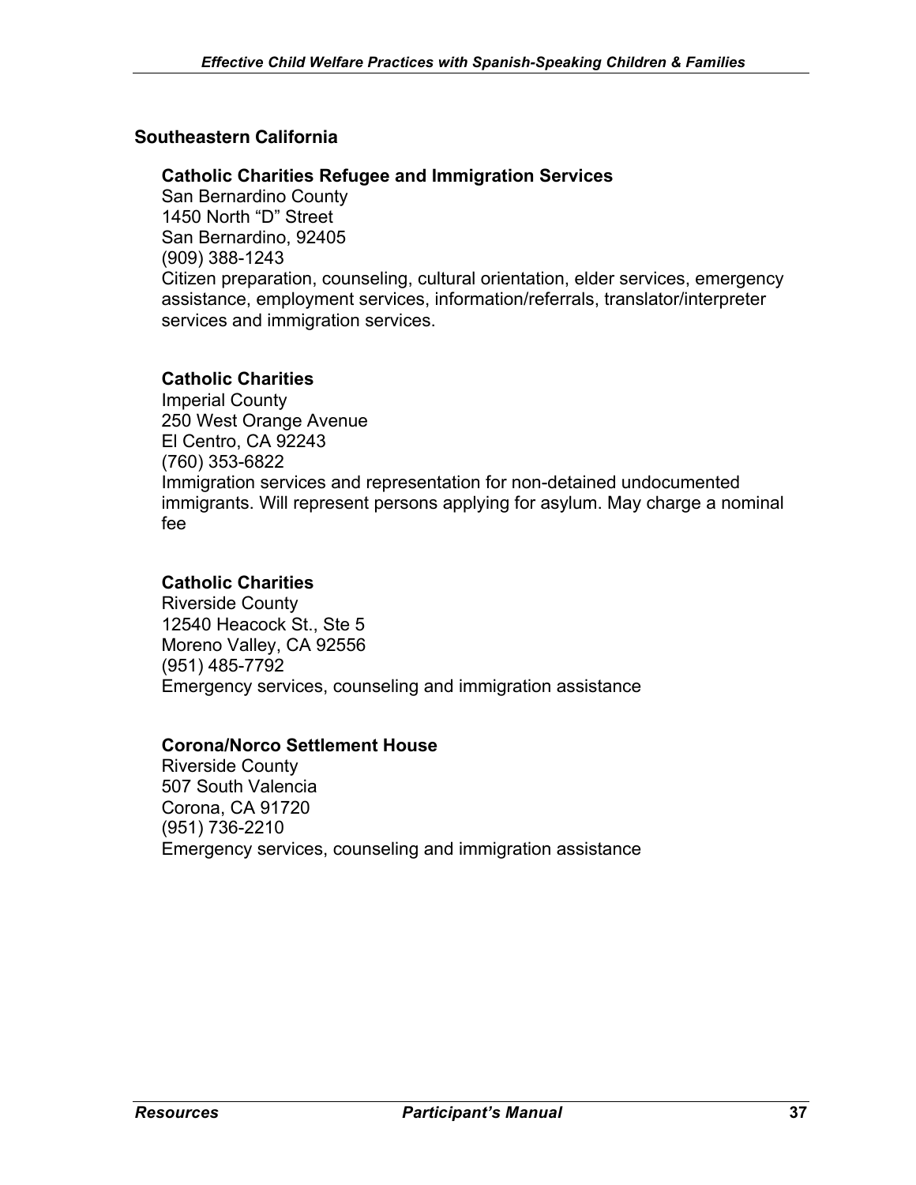## Southeastern California

### Catholic Charities Refugee and Immigration Services

San Bernardino County
1450 North “D” Street
San Bernardino, 92405
(909) 388-1243
Citizen preparation, counseling, cultural orientation, elder services, emergency assistance, employment services, information/referrals, translator/interpreter services and immigration services.

### Catholic Charities

Imperial County
250 West Orange Avenue
El Centro, CA 92243
(760) 353-6822
Immigration services and representation for non-detained undocumented immigrants. Will represent persons applying for asylum. May charge a nominal fee

### Catholic Charities

Riverside County
12540 Heacock St., Ste 5
Moreno Valley, CA 92556
(951) 485-7792
Emergency services, counseling and immigration assistance

### Corona/Norco Settlement House

Riverside County
507 South Valencia
Corona, CA 91720
(951) 736-2210
Emergency services, counseling and immigration assistance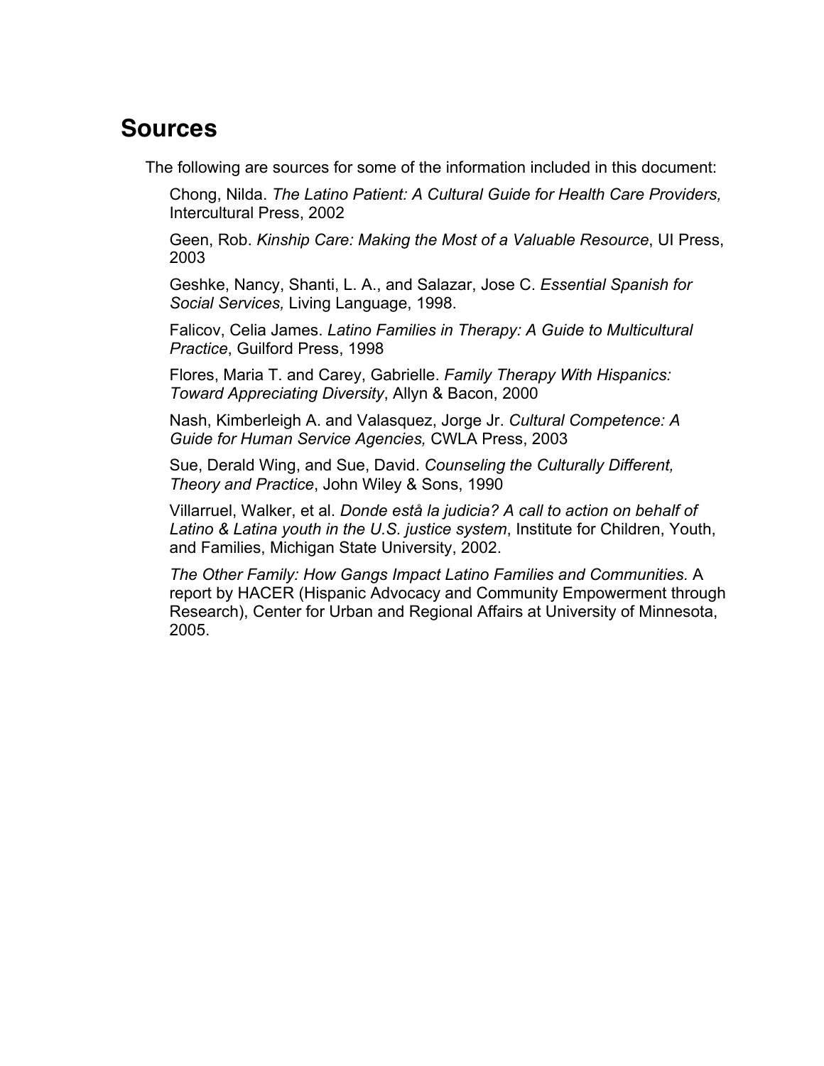## Sources

The following are sources for some of the information included in this document:

Chong, Nilda. *The Latino Patient: A Cultural Guide for Health Care Providers,* Intercultural Press, 2002

Geen, Rob. *Kinship Care: Making the Most of a Valuable Resource*, UI Press, 2003

Geshke, Nancy, Shanti, L. A., and Salazar, Jose C. *Essential Spanish for Social Services,* Living Language, 1998.

Falicov, Celia James. *Latino Families in Therapy: A Guide to Multicultural Practice*, Guilford Press, 1998

Flores, Maria T. and Carey, Gabrielle. *Family Therapy With Hispanics: Toward Appreciating Diversity*, Allyn & Bacon, 2000

Nash, Kimberleigh A. and Valasquez, Jorge Jr. *Cultural Competence: A Guide for Human Service Agencies,* CWLA Press, 2003

Sue, Derald Wing, and Sue, David. *Counseling the Culturally Different, Theory and Practice*, John Wiley & Sons, 1990

Villarruel, Walker, et al. *Donde estå la judicia? A call to action on behalf of Latino & Latina youth in the U.S. justice system*, Institute for Children, Youth, and Families, Michigan State University, 2002.

*The Other Family: How Gangs Impact Latino Families and Communities.* A report by HACER (Hispanic Advocacy and Community Empowerment through Research), Center for Urban and Regional Affairs at University of Minnesota, 2005.